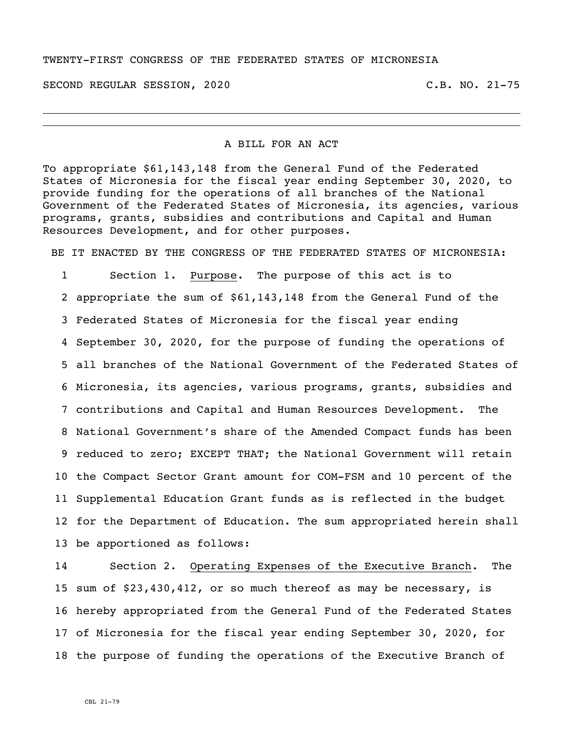TWENTY-FIRST CONGRESS OF THE FEDERATED STATES OF MICRONESIA

SECOND REGULAR SESSION, 2020 C.B. NO. 21-75

---

A BILL FOR AN ACT

To appropriate $61,143,148 from the General Fund of the Federated States of Micronesia for the fiscal year ending September 30, 2020, to provide funding for the operations of all branches of the National Government of the Federated States of Micronesia, its agencies, various programs, grants, subsidies and contributions and Capital and Human Resources Development, and for other purposes.

BE IT ENACTED BY THE CONGRESS OF THE FEDERATED STATES OF MICRONESIA:

1 Section 1. Purpose. The purpose of this act is to
2 appropriate the sum of $61,143,148 from the General Fund of the
3 Federated States of Micronesia for the fiscal year ending
4 September 30, 2020, for the purpose of funding the operations of
5 all branches of the National Government of the Federated States of
6 Micronesia, its agencies, various programs, grants, subsidies and
7 contributions and Capital and Human Resources Development. The
8 National Government's share of the Amended Compact funds has been
9 reduced to zero; EXCEPT THAT; the National Government will retain
10 the Compact Sector Grant amount for COM-FSM and 10 percent of the
11 Supplemental Education Grant funds as is reflected in the budget
12 for the Department of Education. The sum appropriated herein shall
13 be apportioned as follows:

14 Section 2. Operating Expenses of the Executive Branch. The
15 sum of $23,430,412, or so much thereof as may be necessary, is
16 hereby appropriated from the General Fund of the Federated States
17 of Micronesia for the fiscal year ending September 30, 2020, for
18 the purpose of funding the operations of the Executive Branch of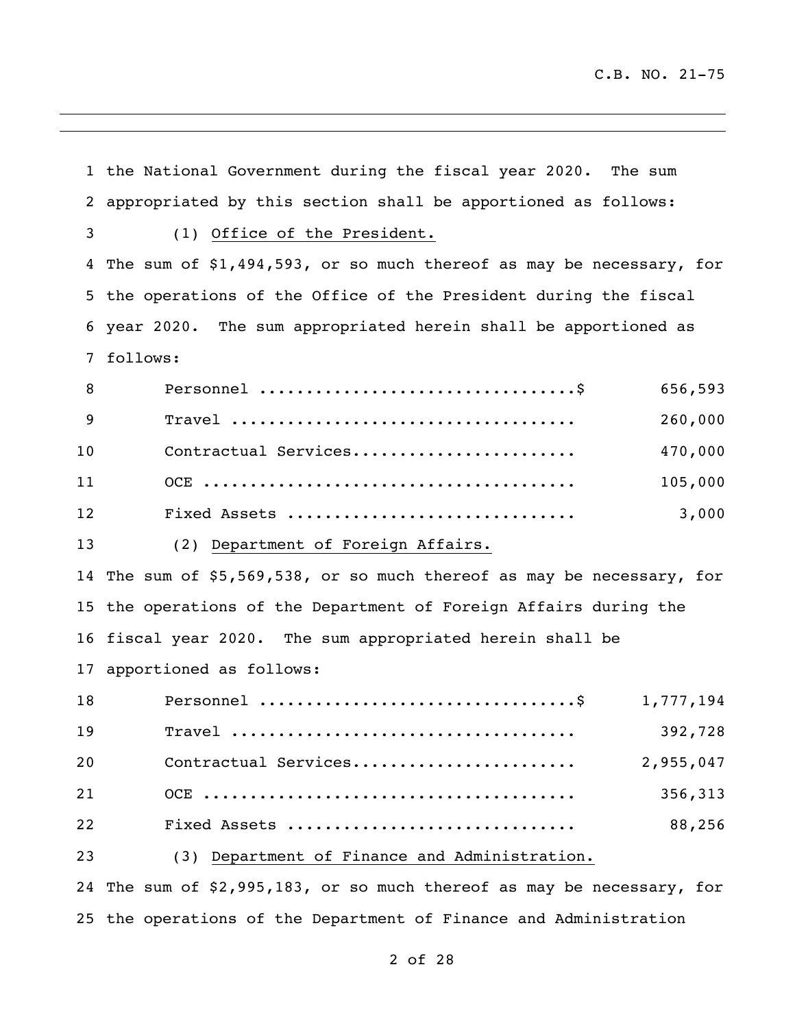the National Government during the fiscal year 2020. The sum appropriated by this section shall be apportioned as follows:

(1) Office of the President.

The sum of $1,494,593, or so much thereof as may be necessary, for the operations of the Office of the President during the fiscal year 2020. The sum appropriated herein shall be apportioned as follows:

| | |
|---|---|
| Personnel ..................................$ | 656,593 |
| Travel ..................................... | 260,000 |
| Contractual Services........................ | 470,000 |
| OCE ........................................ | 105,000 |
| Fixed Assets ............................... | 3,000 |

(2) Department of Foreign Affairs.

The sum of $5,569,538, or so much thereof as may be necessary, for the operations of the Department of Foreign Affairs during the fiscal year 2020. The sum appropriated herein shall be apportioned as follows:

| | |
|---|---|
| Personnel ..................................$ | 1,777,194 |
| Travel ..................................... | 392,728 |
| Contractual Services........................ | 2,955,047 |
| OCE ........................................ | 356,313 |
| Fixed Assets ............................... | 88,256 |

(3) Department of Finance and Administration.

The sum of $2,995,183, or so much thereof as may be necessary, for the operations of the Department of Finance and Administration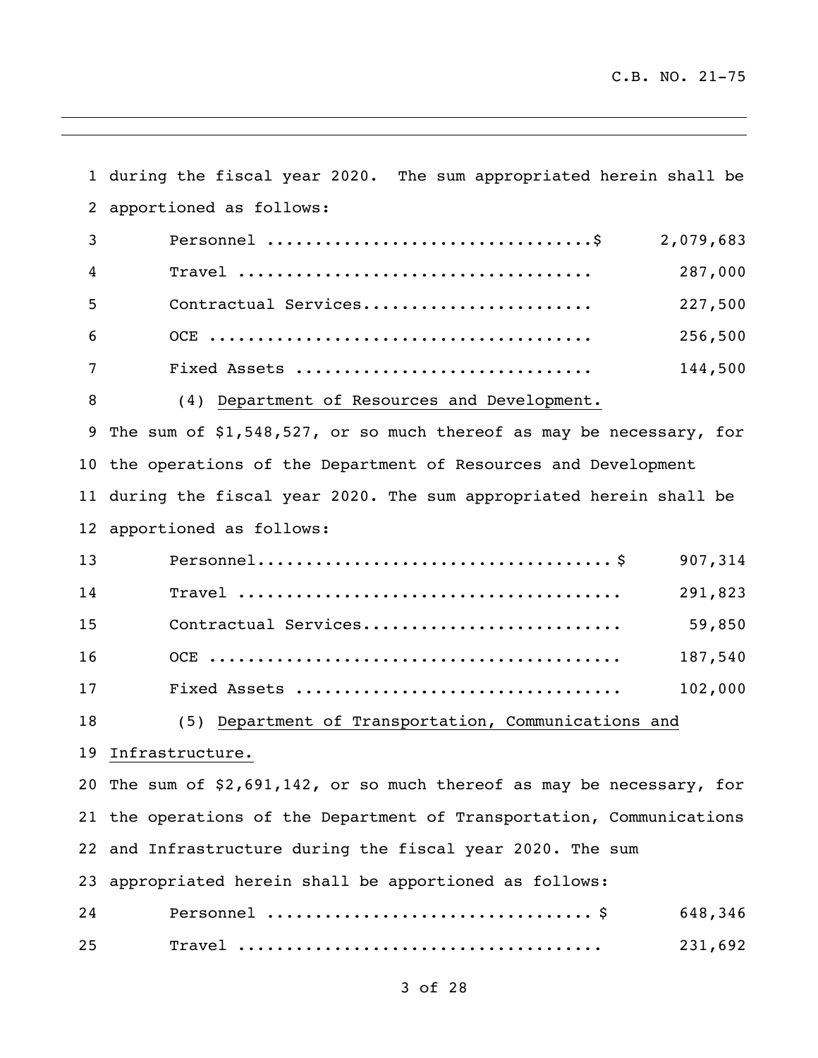during the fiscal year 2020. The sum appropriated herein shall be apportioned as follows:

| | |
|---|---|
| Personnel ..................................$ | 2,079,683 |
| Travel .................................... | 287,000 |
| Contractual Services....................... | 227,500 |
| OCE ....................................... | 256,500 |
| Fixed Assets .............................. | 144,500 |

(4) Department of Resources and Development.

The sum of $1,548,527, or so much thereof as may be necessary, for the operations of the Department of Resources and Development during the fiscal year 2020. The sum appropriated herein shall be apportioned as follows:

| | |
|---|---|
| Personnel....................................$ | 907,314 |
| Travel ....................................... | 291,823 |
| Contractual Services.......................... | 59,850 |
| OCE .......................................... | 187,540 |
| Fixed Assets ................................. | 102,000 |

(5) Department of Transportation, Communications and Infrastructure.

The sum of $2,691,142, or so much thereof as may be necessary, for the operations of the Department of Transportation, Communications and Infrastructure during the fiscal year 2020. The sum appropriated herein shall be apportioned as follows:

| | |
|---|---|
| Personnel ................................. $ | 648,346 |
| Travel ..................................... | 231,692 |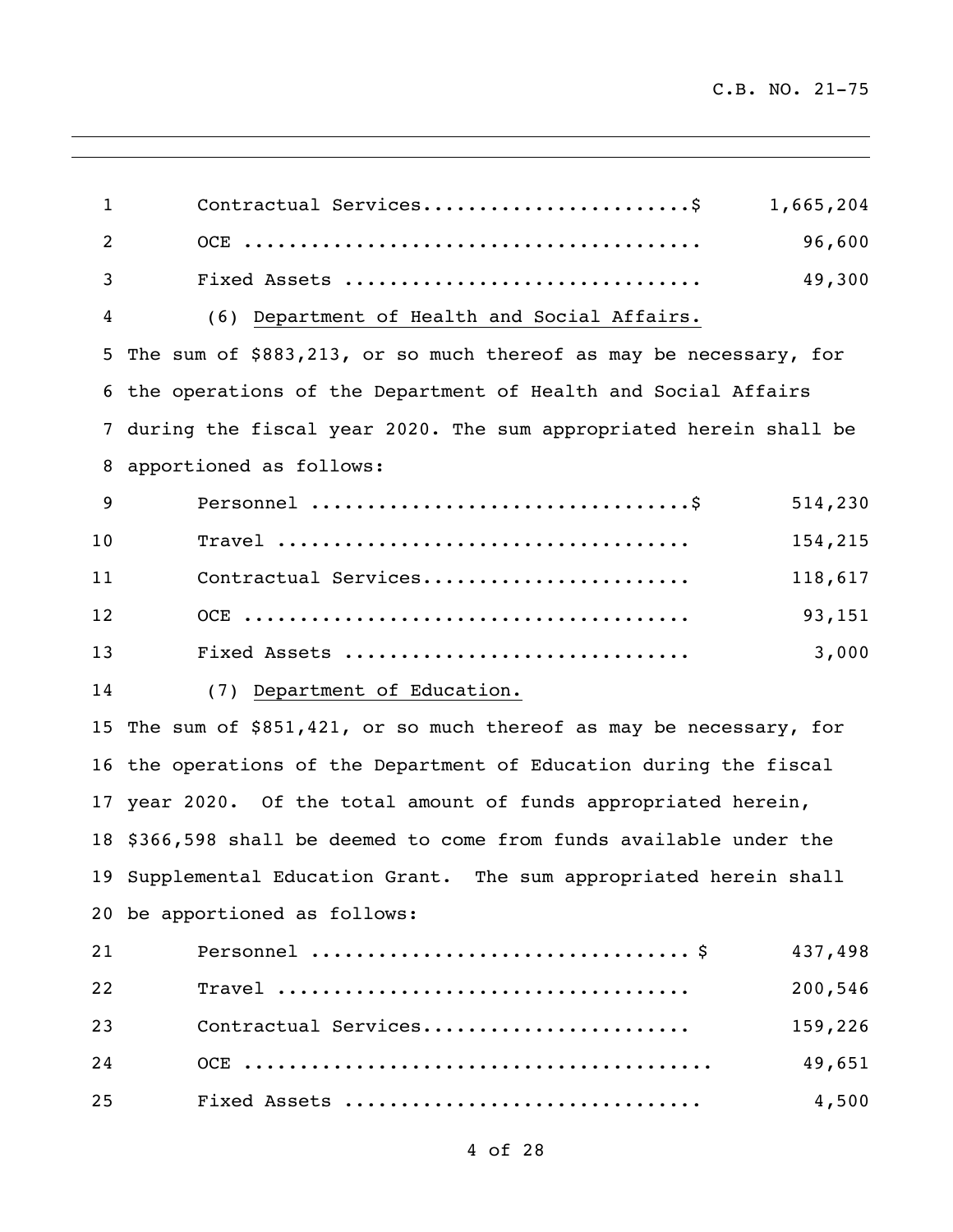| | |
|---|---|
| Contractual Services........................$ | 1,665,204 |
| OCE ......................................... | 96,600 |
| Fixed Assets ............................... | 49,300 |

(6) Department of Health and Social Affairs.

The sum of $883,213, or so much thereof as may be necessary, for the operations of the Department of Health and Social Affairs during the fiscal year 2020. The sum appropriated herein shall be apportioned as follows:

| | |
|---|---|
| Personnel .................................$ | 514,230 |
| Travel .................................... | 154,215 |
| Contractual Services....................... | 118,617 |
| OCE ....................................... | 93,151 |
| Fixed Assets .............................. | 3,000 |

(7) Department of Education.

The sum of $851,421, or so much thereof as may be necessary, for the operations of the Department of Education during the fiscal year 2020. Of the total amount of funds appropriated herein, $366,598 shall be deemed to come from funds available under the Supplemental Education Grant. The sum appropriated herein shall be apportioned as follows:

| | |
|---|---|
| Personnel ................................. $ | 437,498 |
| Travel .................................... | 200,546 |
| Contractual Services....................... | 159,226 |
| OCE ........................................ | 49,651 |
| Fixed Assets ............................... | 4,500 |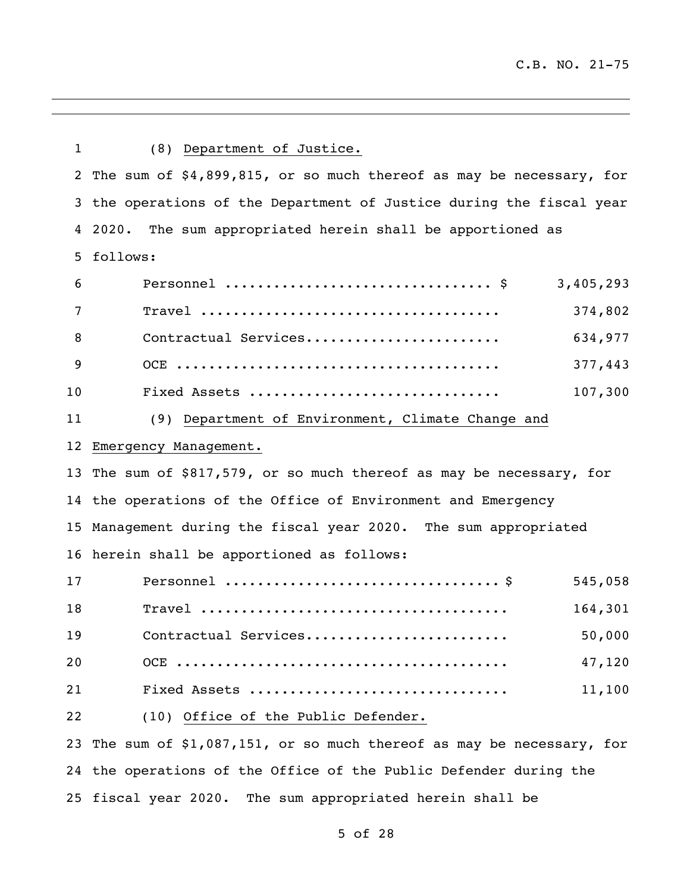(8) <u>Department of Justice.</u>

The sum of $4,899,815, or so much thereof as may be necessary, for the operations of the Department of Justice during the fiscal year 2020. The sum appropriated herein shall be apportioned as follows:

| | |
|---|---:|
| Personnel ................................ $ | 3,405,293 |
| Travel .................................... | 374,802 |
| Contractual Services....................... | 634,977 |
| OCE ....................................... | 377,443 |
| Fixed Assets .............................. | 107,300 |

(9) <u>Department of Environment, Climate Change and Emergency Management.</u>

The sum of $817,579, or so much thereof as may be necessary, for the operations of the Office of Environment and Emergency Management during the fiscal year 2020. The sum appropriated herein shall be apportioned as follows:

| | |
|---|---:|
| Personnel ................................ $ | 545,058 |
| Travel .................................... | 164,301 |
| Contractual Services....................... | 50,000 |
| OCE ....................................... | 47,120 |
| Fixed Assets .............................. | 11,100 |

(10) <u>Office of the Public Defender.</u>

The sum of $1,087,151, or so much thereof as may be necessary, for the operations of the Office of the Public Defender during the fiscal year 2020. The sum appropriated herein shall be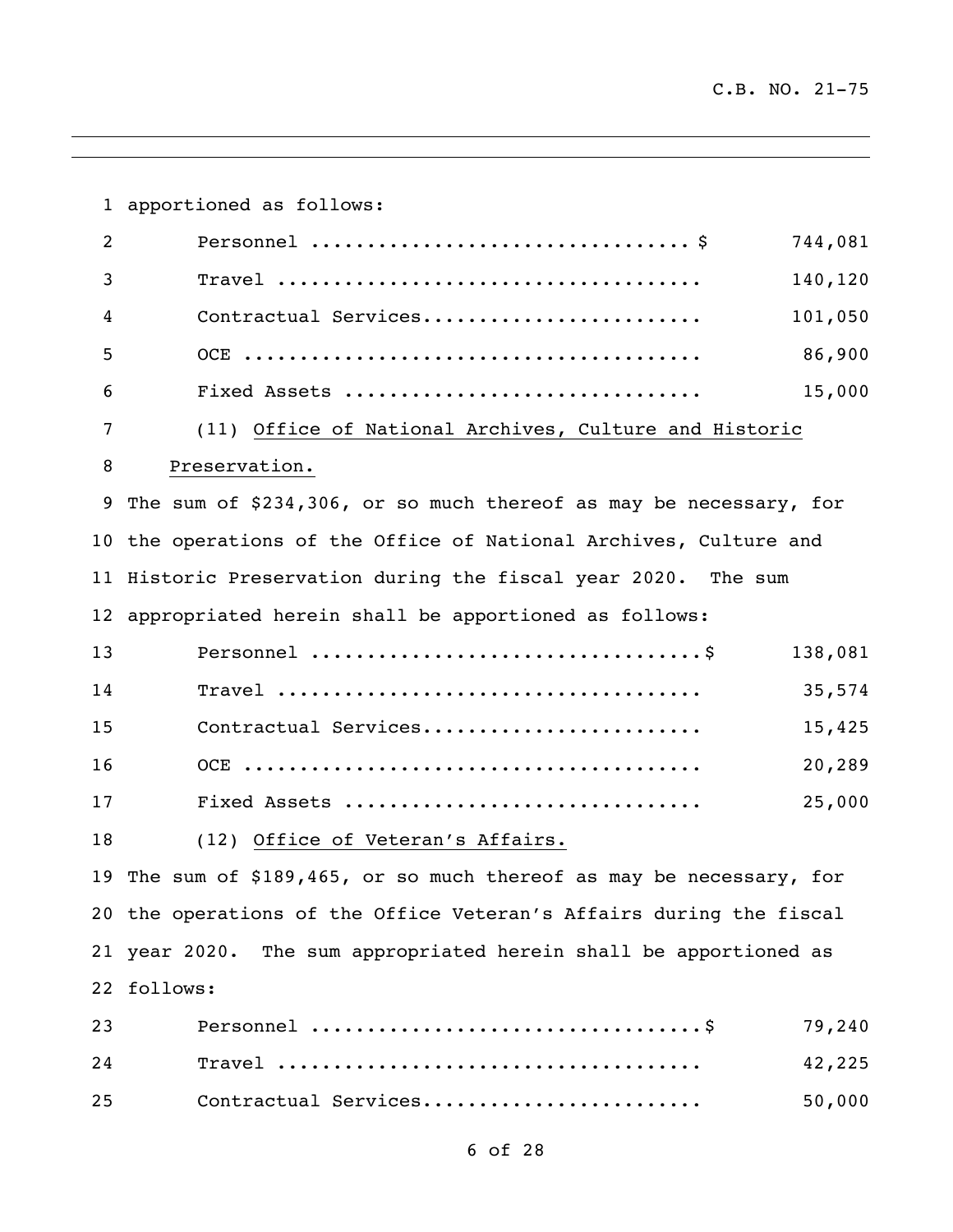apportioned as follows:

| | |
|---|---|
| Personnel .................................. $ | 744,081 |
| Travel ..................................... | 140,120 |
| Contractual Services........................ | 101,050 |
| OCE ........................................ | 86,900 |
| Fixed Assets ............................... | 15,000 |

(11) Office of National Archives, Culture and Historic Preservation.

The sum of $234,306, or so much thereof as may be necessary, for the operations of the Office of National Archives, Culture and Historic Preservation during the fiscal year 2020. The sum appropriated herein shall be apportioned as follows:

| | |
|---|---|
| Personnel ..................................$ | 138,081 |
| Travel ..................................... | 35,574 |
| Contractual Services........................ | 15,425 |
| OCE ........................................ | 20,289 |
| Fixed Assets ............................... | 25,000 |

(12) Office of Veteran's Affairs.

The sum of $189,465, or so much thereof as may be necessary, for the operations of the Office Veteran's Affairs during the fiscal year 2020. The sum appropriated herein shall be apportioned as follows:

| | |
|---|---|
| Personnel ..................................$ | 79,240 |
| Travel ..................................... | 42,225 |
| Contractual Services........................ | 50,000 |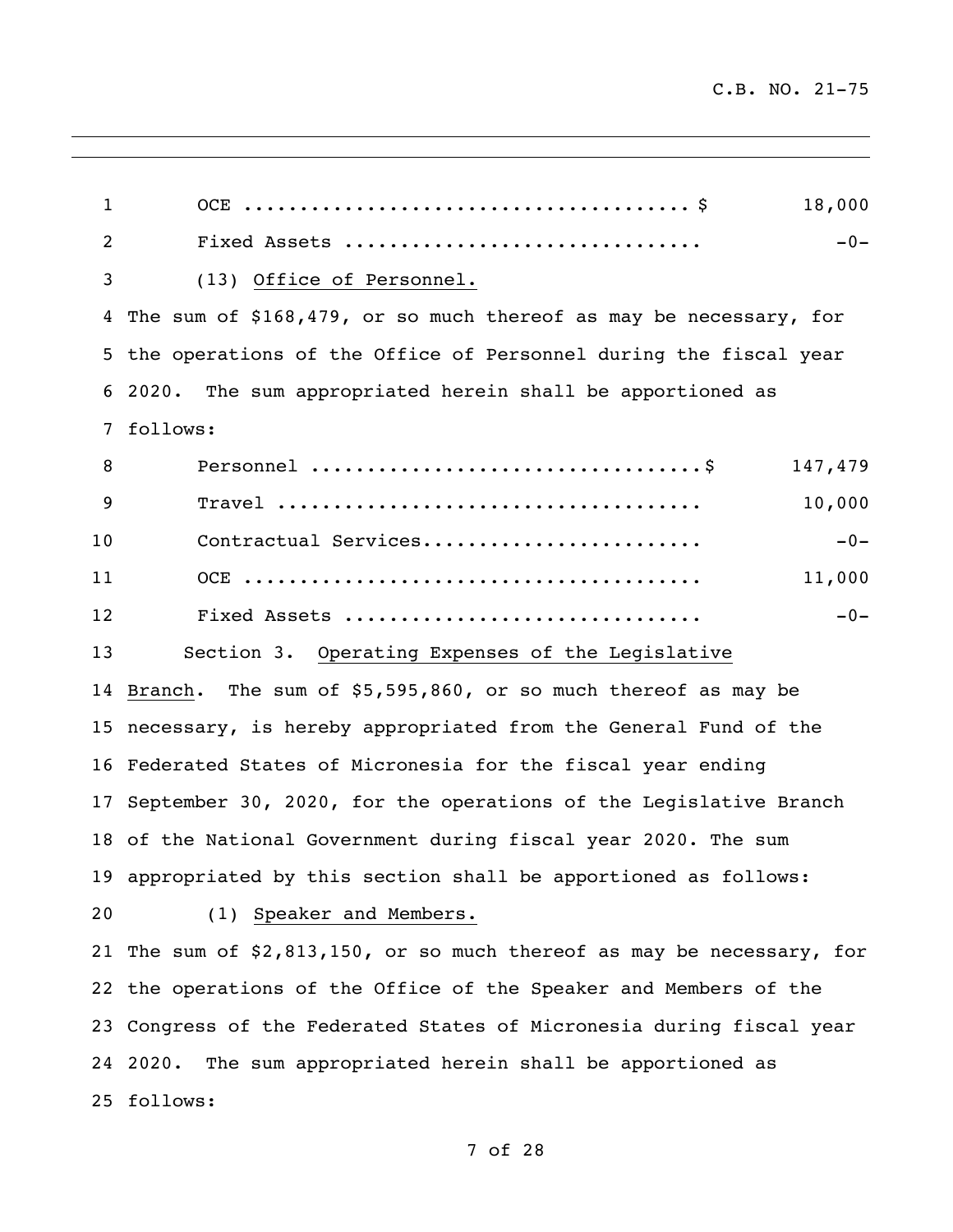| | |
|---|---|
| OCE ........................................ $ | 18,000 |
| Fixed Assets ............................... | -0- |

(13) Office of Personnel.

The sum of $168,479, or so much thereof as may be necessary, for the operations of the Office of Personnel during the fiscal year 2020. The sum appropriated herein shall be apportioned as follows:

| | |
|---|---|
| Personnel ..................................$ | 147,479 |
| Travel ..................................... | 10,000 |
| Contractual Services........................ | -0- |
| OCE ........................................ | 11,000 |
| Fixed Assets ............................... | -0- |

Section 3. Operating Expenses of the Legislative Branch. The sum of $5,595,860, or so much thereof as may be necessary, is hereby appropriated from the General Fund of the Federated States of Micronesia for the fiscal year ending September 30, 2020, for the operations of the Legislative Branch of the National Government during fiscal year 2020. The sum appropriated by this section shall be apportioned as follows:

(1) Speaker and Members.

The sum of $2,813,150, or so much thereof as may be necessary, for the operations of the Office of the Speaker and Members of the Congress of the Federated States of Micronesia during fiscal year 2020. The sum appropriated herein shall be apportioned as follows: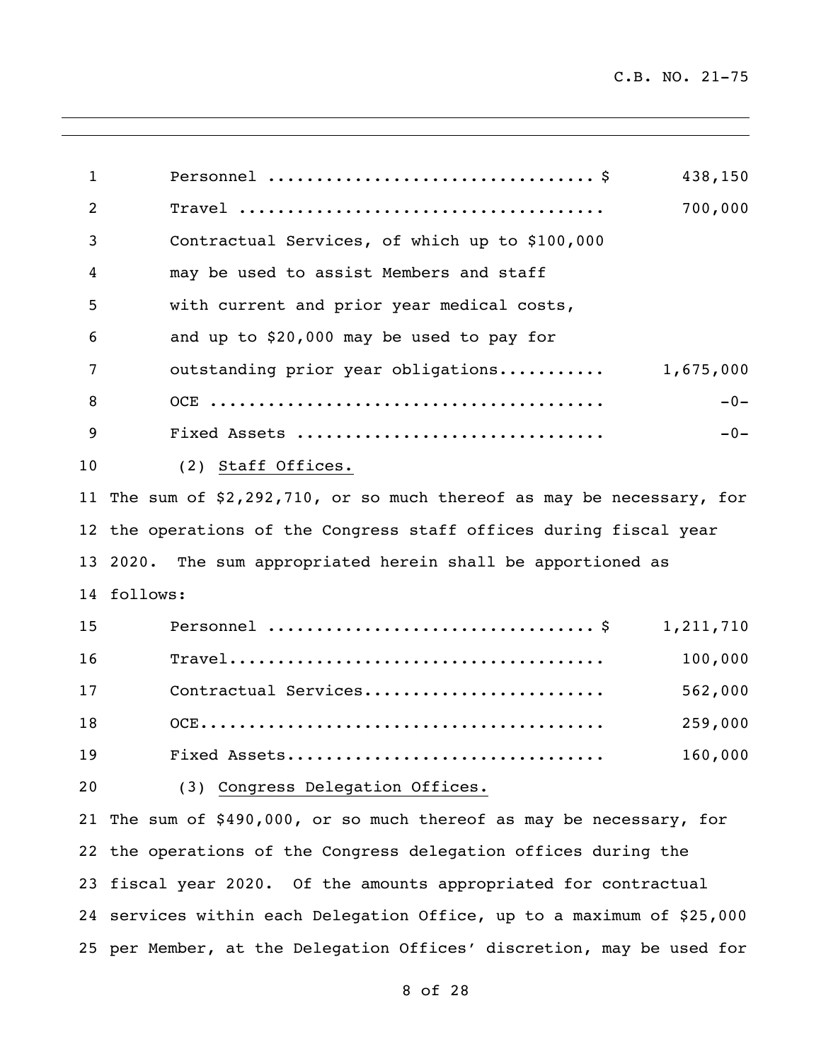| | |
|---|---|
| Personnel ................................. $ | 438,150 |
| Travel ..................................... | 700,000 |
| Contractual Services, of which up to $100,000 may be used to assist Members and staff with current and prior year medical costs, and up to $20,000 may be used to pay for outstanding prior year obligations........... | 1,675,000 |
| OCE ........................................ | -0- |
| Fixed Assets ............................... | -0- |

(2) Staff Offices.

The sum of $2,292,710, or so much thereof as may be necessary, for the operations of the Congress staff offices during fiscal year 2020. The sum appropriated herein shall be apportioned as follows:

| | |
|---|---|
| Personnel ................................. $ | 1,211,710 |
| Travel...................................... | 100,000 |
| Contractual Services........................ | 562,000 |
| OCE......................................... | 259,000 |
| Fixed Assets................................ | 160,000 |

(3) Congress Delegation Offices.

The sum of $490,000, or so much thereof as may be necessary, for the operations of the Congress delegation offices during the fiscal year 2020. Of the amounts appropriated for contractual services within each Delegation Office, up to a maximum of $25,000 per Member, at the Delegation Offices' discretion, may be used for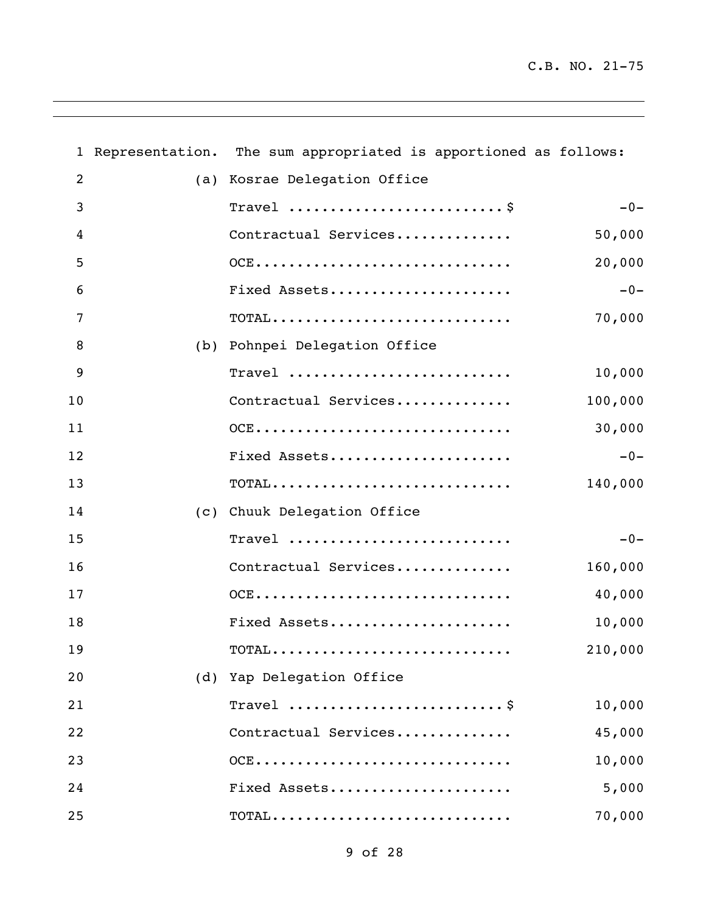Representation. The sum appropriated is apportioned as follows:

(a) Kosrae Delegation Office

| Item | Amount |
|---|---|
| Travel ..........................$ | -0- |
| Contractual Services.............. | 50,000 |
| OCE.............................. | 20,000 |
| Fixed Assets...................... | -0- |
| TOTAL............................ | 70,000 |

(b) Pohnpei Delegation Office

| Item | Amount |
|---|---|
| Travel .......................... | 10,000 |
| Contractual Services.............. | 100,000 |
| OCE.............................. | 30,000 |
| Fixed Assets...................... | -0- |
| TOTAL............................ | 140,000 |

(c) Chuuk Delegation Office

| Item | Amount |
|---|---|
| Travel .......................... | -0- |
| Contractual Services.............. | 160,000 |
| OCE.............................. | 40,000 |
| Fixed Assets...................... | 10,000 |
| TOTAL............................ | 210,000 |

(d) Yap Delegation Office

| Item | Amount |
|---|---|
| Travel ..........................$ | 10,000 |
| Contractual Services.............. | 45,000 |
| OCE.............................. | 10,000 |
| Fixed Assets...................... | 5,000 |
| TOTAL............................ | 70,000 |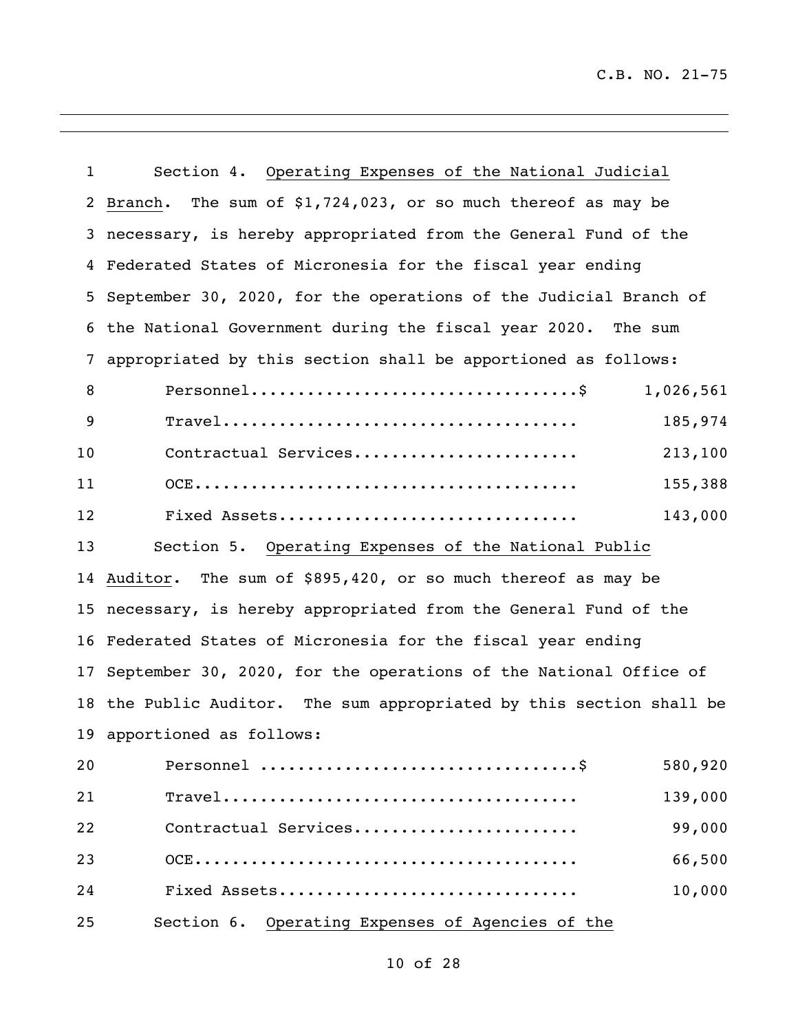Section 4. Operating Expenses of the National Judicial Branch. The sum of $1,724,023, or so much thereof as may be necessary, is hereby appropriated from the General Fund of the Federated States of Micronesia for the fiscal year ending September 30, 2020, for the operations of the Judicial Branch of the National Government during the fiscal year 2020. The sum appropriated by this section shall be apportioned as follows:

| | |
|---|---|
| Personnel..................................$ | 1,026,561 |
| Travel..................................... | 185,974 |
| Contractual Services....................... | 213,100 |
| OCE........................................ | 155,388 |
| Fixed Assets............................... | 143,000 |

Section 5. Operating Expenses of the National Public Auditor. The sum of $895,420, or so much thereof as may be necessary, is hereby appropriated from the General Fund of the Federated States of Micronesia for the fiscal year ending September 30, 2020, for the operations of the National Office of the Public Auditor. The sum appropriated by this section shall be apportioned as follows:

| | |
|---|---|
| Personnel .................................$ | 580,920 |
| Travel..................................... | 139,000 |
| Contractual Services....................... | 99,000 |
| OCE........................................ | 66,500 |
| Fixed Assets............................... | 10,000 |

Section 6. Operating Expenses of Agencies of the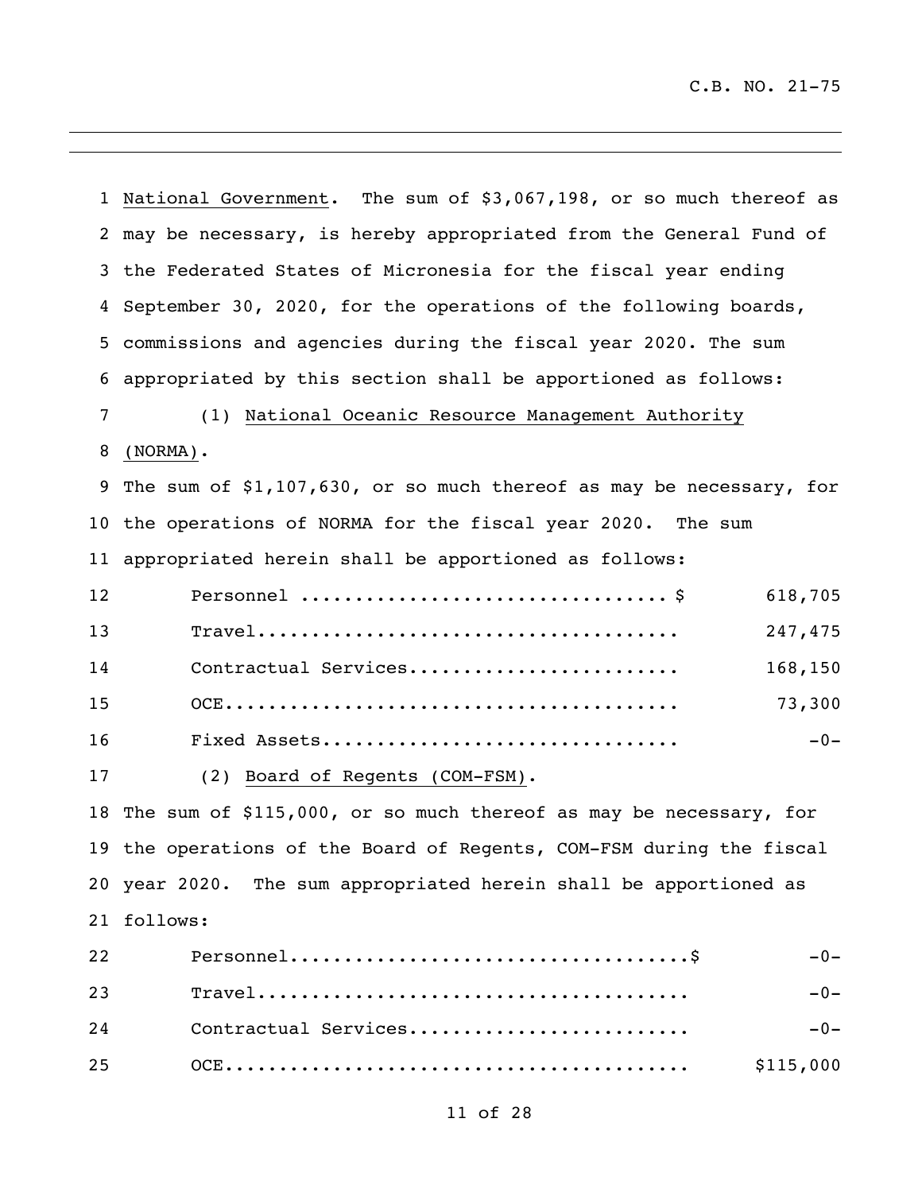National Government. The sum of $3,067,198, or so much thereof as may be necessary, is hereby appropriated from the General Fund of the Federated States of Micronesia for the fiscal year ending September 30, 2020, for the operations of the following boards, commissions and agencies during the fiscal year 2020. The sum appropriated by this section shall be apportioned as follows:

(1) National Oceanic Resource Management Authority (NORMA).

The sum of $1,107,630, or so much thereof as may be necessary, for the operations of NORMA for the fiscal year 2020. The sum appropriated herein shall be apportioned as follows:

| | |
|---|---|
| Personnel ................................. $ | 618,705 |
| Travel...................................... | 247,475 |
| Contractual Services........................ | 168,150 |
| OCE......................................... | 73,300 |
| Fixed Assets................................ | -0- |

(2) Board of Regents (COM-FSM).

The sum of $115,000, or so much thereof as may be necessary, for the operations of the Board of Regents, COM-FSM during the fiscal year 2020. The sum appropriated herein shall be apportioned as follows:

| | |
|---|---|
| Personnel...................................$ | -0- |
| Travel...................................... | -0- |
| Contractual Services........................ | -0- |
| OCE......................................... | $115,000 |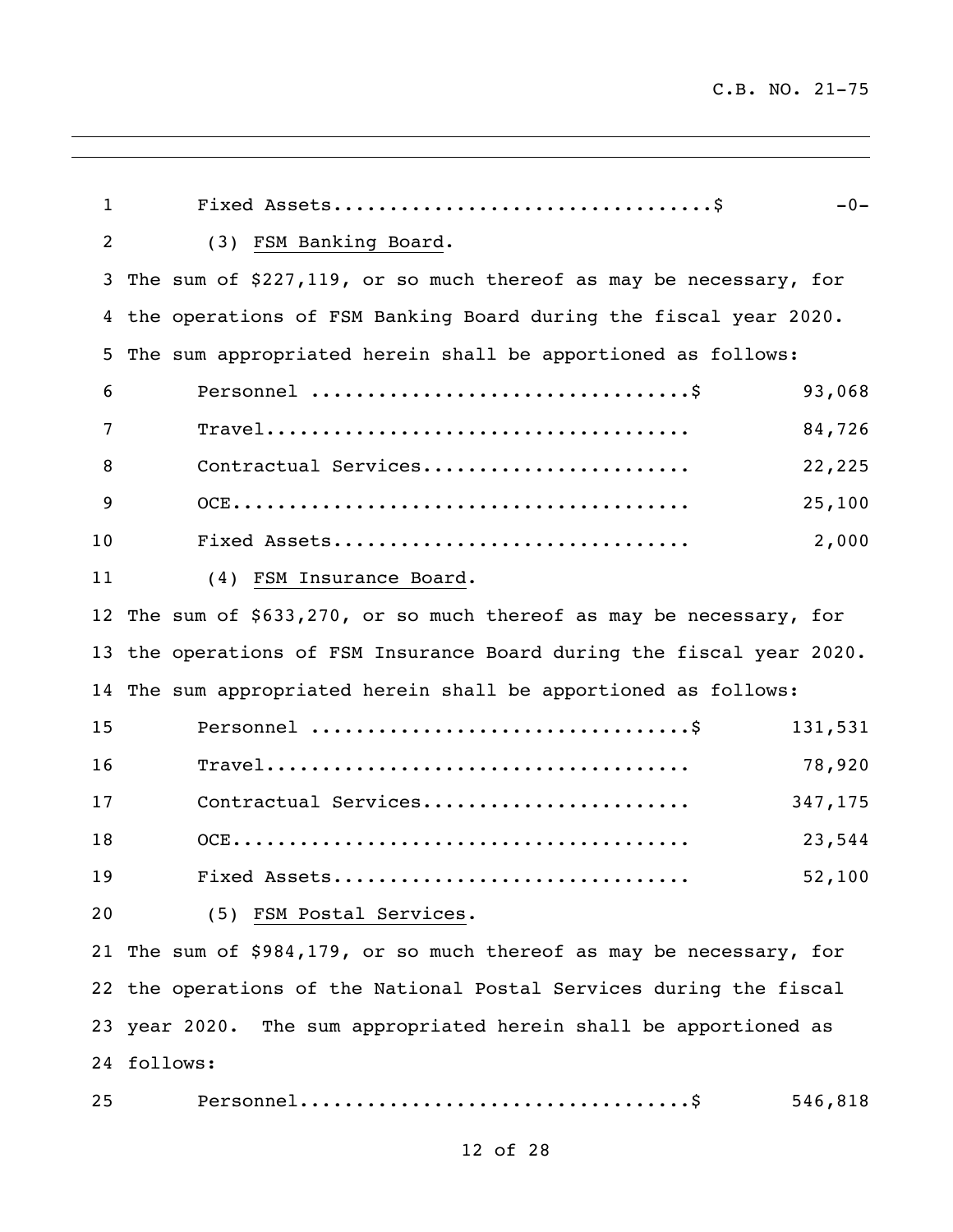| | |
|---|---|
| Fixed Assets.................................$ | -0- |

(3) FSM Banking Board.

The sum of $227,119, or so much thereof as may be necessary, for the operations of FSM Banking Board during the fiscal year 2020. The sum appropriated herein shall be apportioned as follows:

| | |
|---|---|
| Personnel .................................$ | 93,068 |
| Travel..................................... | 84,726 |
| Contractual Services....................... | 22,225 |
| OCE........................................ | 25,100 |
| Fixed Assets............................... | 2,000 |

(4) FSM Insurance Board.

The sum of $633,270, or so much thereof as may be necessary, for the operations of FSM Insurance Board during the fiscal year 2020. The sum appropriated herein shall be apportioned as follows:

| | |
|---|---|
| Personnel .................................$ | 131,531 |
| Travel..................................... | 78,920 |
| Contractual Services....................... | 347,175 |
| OCE........................................ | 23,544 |
| Fixed Assets............................... | 52,100 |

(5) FSM Postal Services.

The sum of $984,179, or so much thereof as may be necessary, for the operations of the National Postal Services during the fiscal year 2020. The sum appropriated herein shall be apportioned as follows:

| | |
|---|---|
| Personnel..................................$ | 546,818 |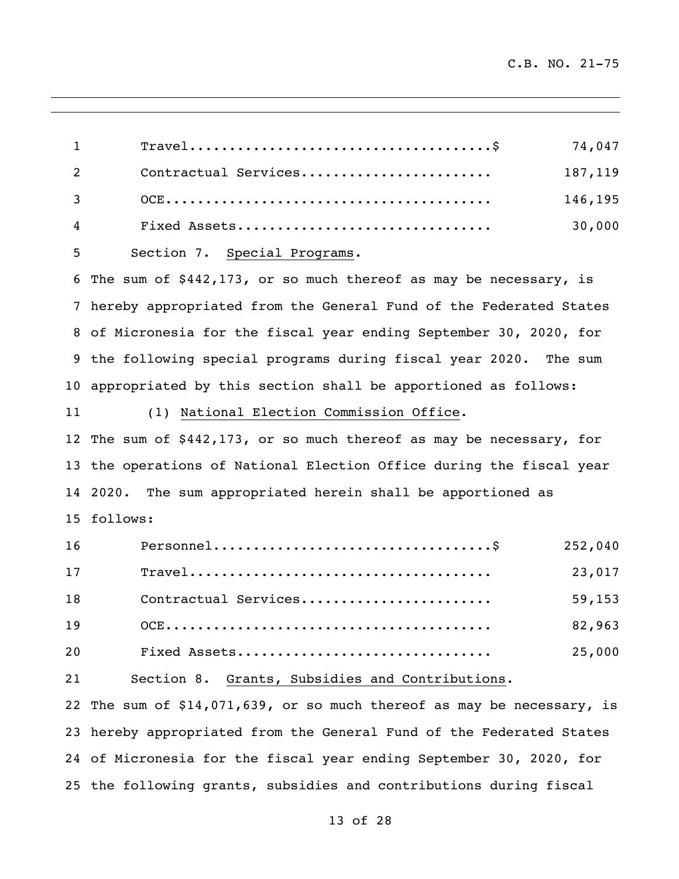| | |
|---|---|
| Travel.....................................$ | 74,047 |
| Contractual Services....................... | 187,119 |
| OCE........................................ | 146,195 |
| Fixed Assets............................... | 30,000 |

Section 7. Special Programs.

The sum of $442,173, or so much thereof as may be necessary, is hereby appropriated from the General Fund of the Federated States of Micronesia for the fiscal year ending September 30, 2020, for the following special programs during fiscal year 2020. The sum appropriated by this section shall be apportioned as follows:

(1) National Election Commission Office.

The sum of $442,173, or so much thereof as may be necessary, for the operations of National Election Office during the fiscal year 2020. The sum appropriated herein shall be apportioned as follows:

| | |
|---|---|
| Personnel..................................$ | 252,040 |
| Travel..................................... | 23,017 |
| Contractual Services....................... | 59,153 |
| OCE........................................ | 82,963 |
| Fixed Assets............................... | 25,000 |

Section 8. Grants, Subsidies and Contributions.

The sum of $14,071,639, or so much thereof as may be necessary, is hereby appropriated from the General Fund of the Federated States of Micronesia for the fiscal year ending September 30, 2020, for the following grants, subsidies and contributions during fiscal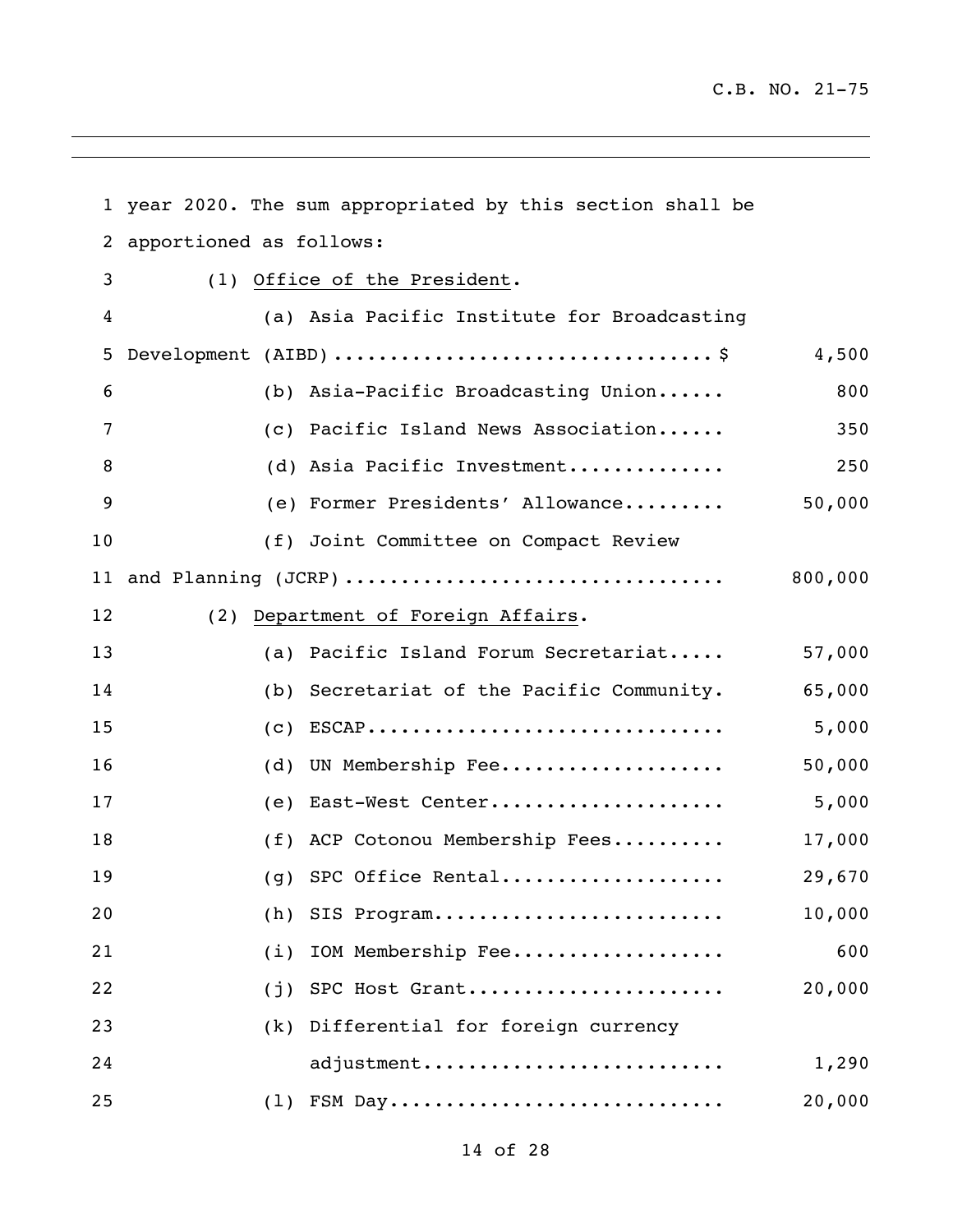year 2020. The sum appropriated by this section shall be apportioned as follows:

(1) Office of the President.

| Item | Amount |
|---|---|
| (a) Asia Pacific Institute for Broadcasting Development (AIBD) | $ 4,500 |
| (b) Asia-Pacific Broadcasting Union | 800 |
| (c) Pacific Island News Association | 350 |
| (d) Asia Pacific Investment | 250 |
| (e) Former Presidents' Allowance | 50,000 |
| (f) Joint Committee on Compact Review and Planning (JCRP) | 800,000 |

(2) Department of Foreign Affairs.

| Item | Amount |
|---|---|
| (a) Pacific Island Forum Secretariat | 57,000 |
| (b) Secretariat of the Pacific Community | 65,000 |
| (c) ESCAP | 5,000 |
| (d) UN Membership Fee | 50,000 |
| (e) East-West Center | 5,000 |
| (f) ACP Cotonou Membership Fees | 17,000 |
| (g) SPC Office Rental | 29,670 |
| (h) SIS Program | 10,000 |
| (i) IOM Membership Fee | 600 |
| (j) SPC Host Grant | 20,000 |
| (k) Differential for foreign currency adjustment | 1,290 |
| (l) FSM Day | 20,000 |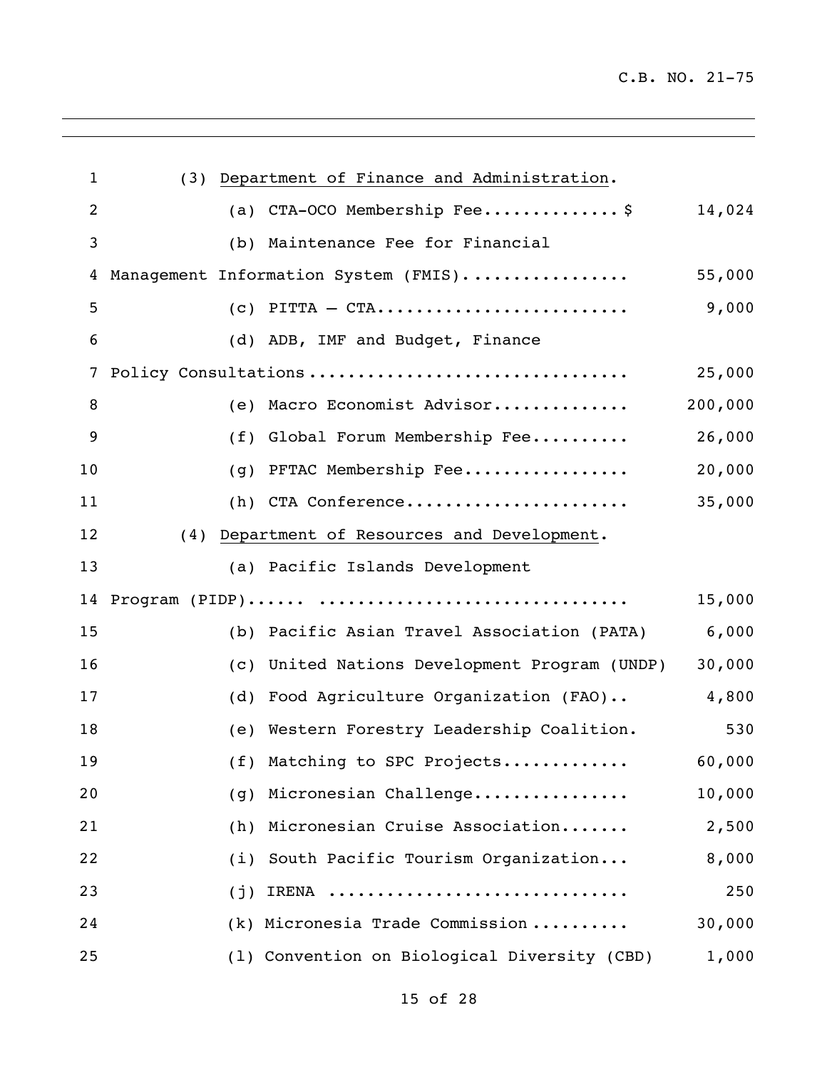(3) Department of Finance and Administration.

(a) CTA-OCO Membership Fee.............$ 14,024

(b) Maintenance Fee for Financial Management Information System (FMIS)................ 55,000

(c) PITTA – CTA......................... 9,000

(d) ADB, IMF and Budget, Finance Policy Consultations................................ 25,000

(e) Macro Economist Advisor............. 200,000

(f) Global Forum Membership Fee.......... 26,000

(g) PFTAC Membership Fee................. 20,000

(h) CTA Conference...................... 35,000

(4) Department of Resources and Development.

(a) Pacific Islands Development Program (PIDP)...... ............................... 15,000

(b) Pacific Asian Travel Association (PATA) 6,000

(c) United Nations Development Program (UNDP) 30,000

(d) Food Agriculture Organization (FAO).. 4,800

(e) Western Forestry Leadership Coalition. 530

(f) Matching to SPC Projects............ 60,000

(g) Micronesian Challenge............... 10,000

(h) Micronesian Cruise Association....... 2,500

(i) South Pacific Tourism Organization... 8,000

(j) IRENA ............................. 250

(k) Micronesia Trade Commission .......... 30,000

(l) Convention on Biological Diversity (CBD) 1,000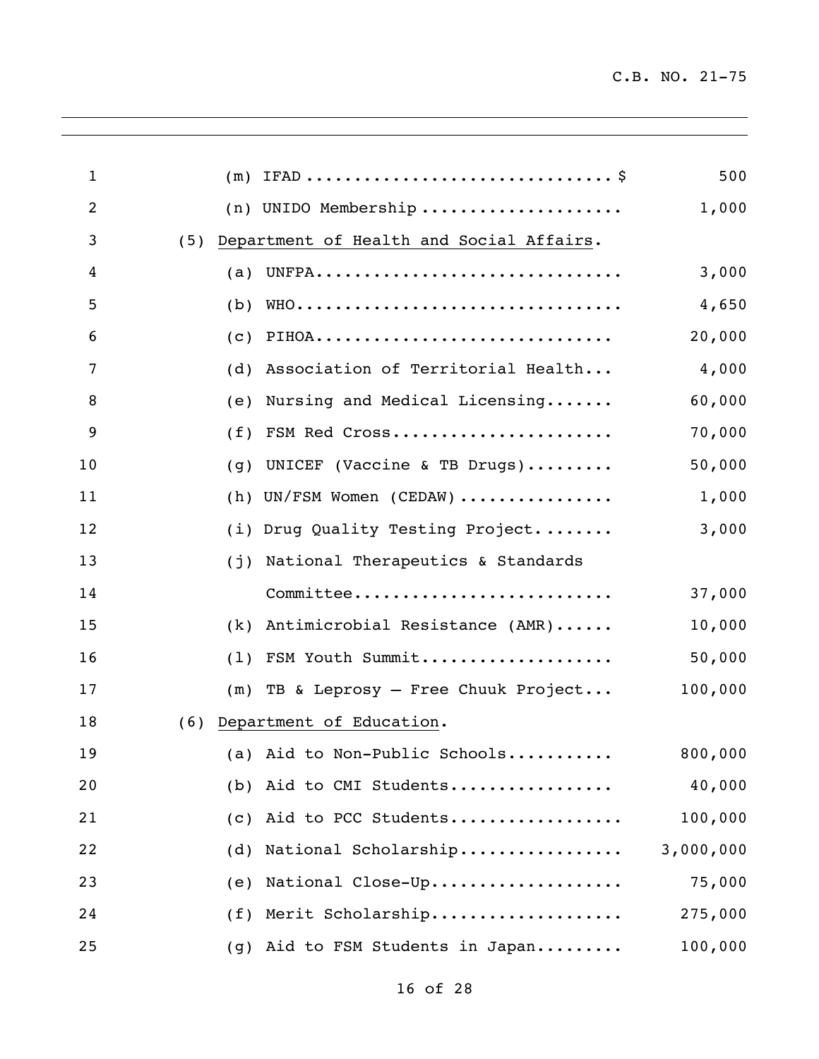(m) IFAD ................................ $ 500

(n) UNIDO Membership ..................... 1,000

(5) Department of Health and Social Affairs.

(a) UNFPA................................ 3,000

(b) WHO.................................. 4,650

(c) PIHOA............................... 20,000

(d) Association of Territorial Health... 4,000

(e) Nursing and Medical Licensing....... 60,000

(f) FSM Red Cross....................... 70,000

(g) UNICEF (Vaccine & TB Drugs)......... 50,000

(h) UN/FSM Women (CEDAW) ................ 1,000

(i) Drug Quality Testing Project........ 3,000

(j) National Therapeutics & Standards Committee........................... 37,000

(k) Antimicrobial Resistance (AMR)...... 10,000

(l) FSM Youth Summit.................... 50,000

(m) TB & Leprosy – Free Chuuk Project... 100,000

(6) Department of Education.

(a) Aid to Non-Public Schools........... 800,000

(b) Aid to CMI Students................. 40,000

(c) Aid to PCC Students.................. 100,000

(d) National Scholarship................. 3,000,000

(e) National Close-Up.................... 75,000

(f) Merit Scholarship.................... 275,000

(g) Aid to FSM Students in Japan......... 100,000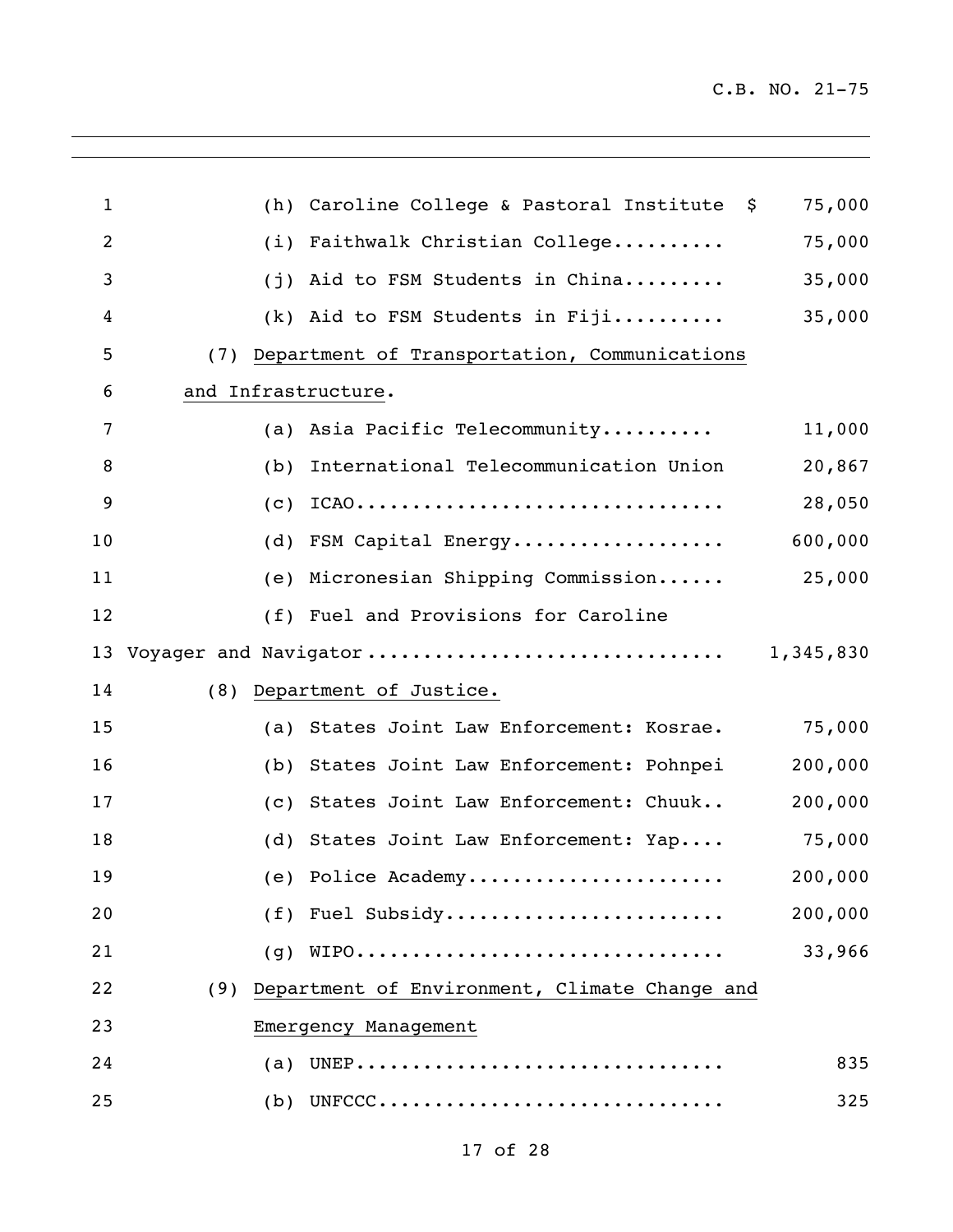(h) Caroline College & Pastoral Institute $ 75,000

(i) Faithwalk Christian College.......... 75,000

(j) Aid to FSM Students in China......... 35,000

(k) Aid to FSM Students in Fiji.......... 35,000

(7) Department of Transportation, Communications and Infrastructure.

(a) Asia Pacific Telecommunity.......... 11,000

(b) International Telecommunication Union 20,867

(c) ICAO................................ 28,050

(d) FSM Capital Energy................... 600,000

(e) Micronesian Shipping Commission...... 25,000

(f) Fuel and Provisions for Caroline Voyager and Navigator ............................... 1,345,830

(8) Department of Justice.

(a) States Joint Law Enforcement: Kosrae. 75,000

(b) States Joint Law Enforcement: Pohnpei 200,000

(c) States Joint Law Enforcement: Chuuk.. 200,000

(d) States Joint Law Enforcement: Yap.... 75,000

(e) Police Academy...................... 200,000

(f) Fuel Subsidy........................ 200,000

(g) WIPO................................ 33,966

(9) Department of Environment, Climate Change and Emergency Management

(a) UNEP................................ 835

(b) UNFCCC.............................. 325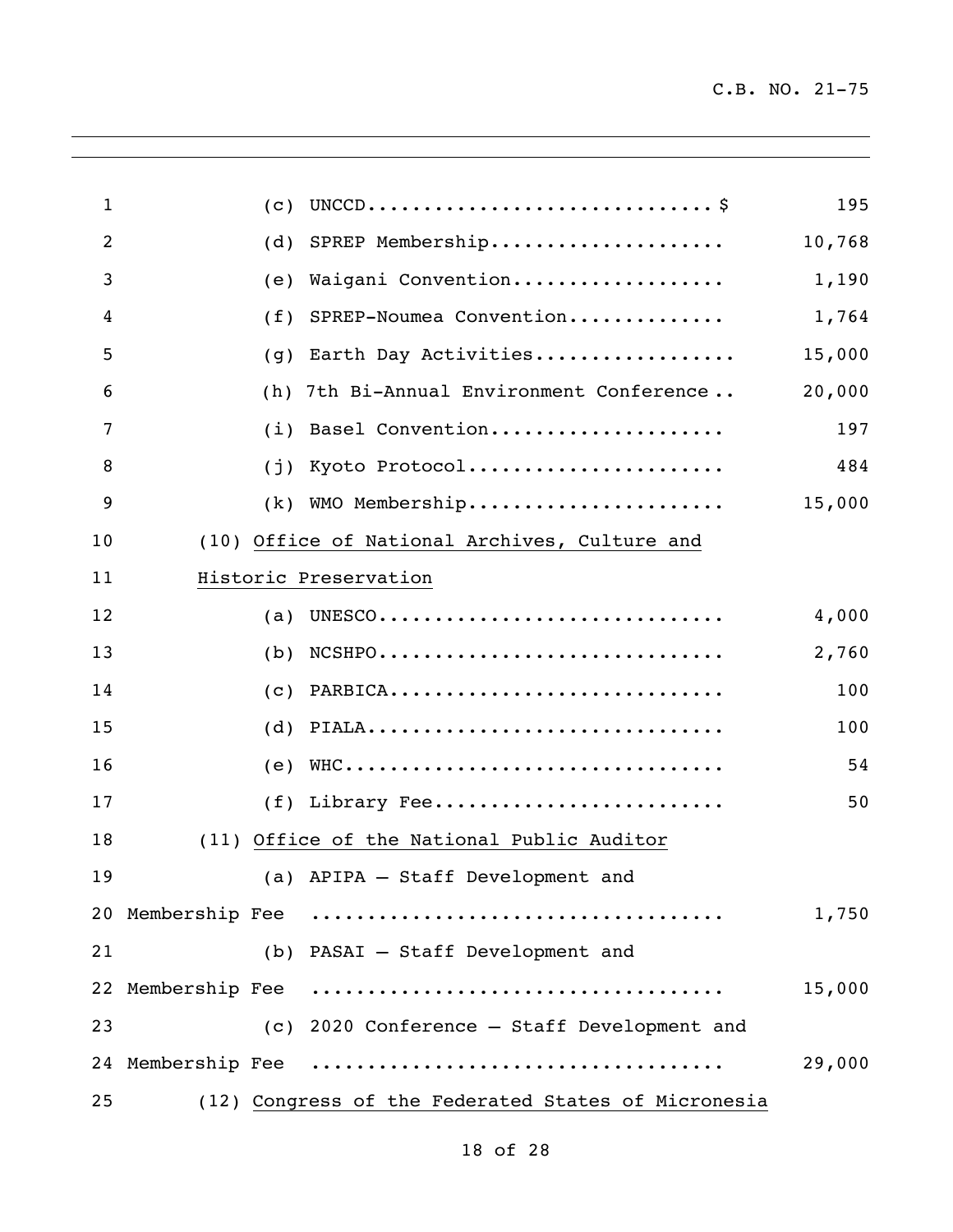1 (c) UNCCD..............................$ 195

2 (d) SPREP Membership.................... 10,768

3 (e) Waigani Convention.................. 1,190

4 (f) SPREP-Noumea Convention............. 1,764

5 (g) Earth Day Activities................. 15,000

6 (h) 7th Bi-Annual Environment Conference .. 20,000

7 (i) Basel Convention.................... 197

8 (j) Kyoto Protocol...................... 484

9 (k) WMO Membership...................... 15,000

10 (10) <u>Office of National Archives, Culture and</u>

11 <u>Historic Preservation</u>

12 (a) UNESCO.............................. 4,000

13 (b) NCSHPO.............................. 2,760

14 (c) PARBICA............................. 100

15 (d) PIALA............................... 100

16 (e) WHC................................. 54

17 (f) Library Fee......................... 50

18 (11) <u>Office of the National Public Auditor</u>

19 (a) APIPA – Staff Development and

20 Membership Fee ................................... 1,750

21 (b) PASAI – Staff Development and

22 Membership Fee ................................... 15,000

23 (c) 2020 Conference – Staff Development and

24 Membership Fee ................................... 29,000

25 (12) <u>Congress of the Federated States of Micronesia</u>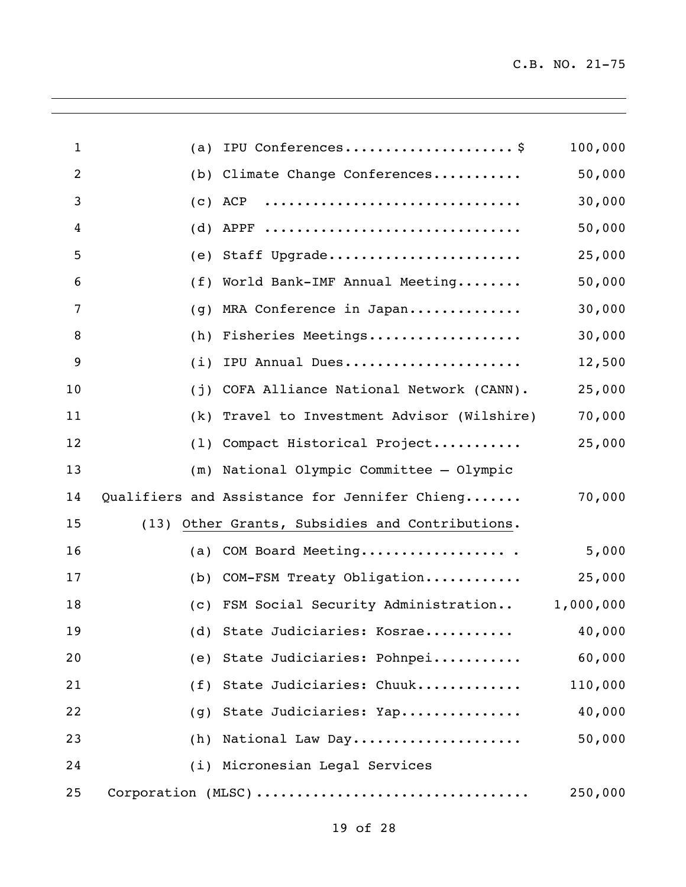(a) IPU Conferences.................... $ 100,000

(b) Climate Change Conferences........... 50,000

(c) ACP ............................... 30,000

(d) APPF ............................... 50,000

(e) Staff Upgrade....................... 25,000

(f) World Bank-IMF Annual Meeting........ 50,000

(g) MRA Conference in Japan.............. 30,000

(h) Fisheries Meetings................... 30,000

(i) IPU Annual Dues...................... 12,500

(j) COFA Alliance National Network (CANN). 25,000

(k) Travel to Investment Advisor (Wilshire) 70,000

(l) Compact Historical Project........... 25,000

(m) National Olympic Committee – Olympic Qualifiers and Assistance for Jennifer Chieng....... 70,000

(13) Other Grants, Subsidies and Contributions.

(a) COM Board Meeting.................. . 5,000

(b) COM-FSM Treaty Obligation............ 25,000

(c) FSM Social Security Administration.. 1,000,000

(d) State Judiciaries: Kosrae........... 40,000

(e) State Judiciaries: Pohnpei........... 60,000

(f) State Judiciaries: Chuuk............. 110,000

(g) State Judiciaries: Yap............... 40,000

(h) National Law Day..................... 50,000

(i) Micronesian Legal Services Corporation (MLSC)................................. 250,000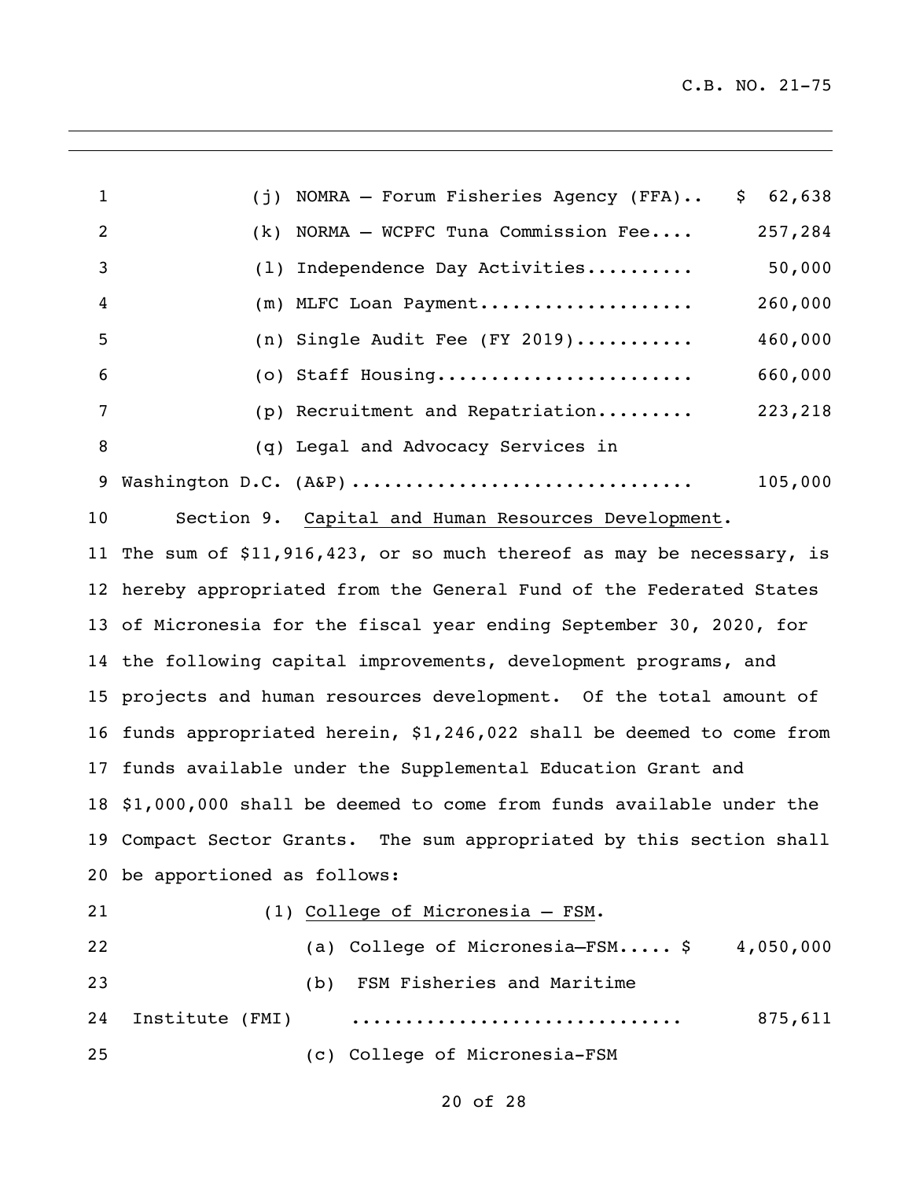(j) NOMRA – Forum Fisheries Agency (FFA).. $ 62,638

(k) NORMA – WCPFC Tuna Commission Fee.... 257,284

(l) Independence Day Activities.......... 50,000

(m) MLFC Loan Payment.................... 260,000

(n) Single Audit Fee (FY 2019)........... 460,000

(o) Staff Housing........................ 660,000

(p) Recruitment and Repatriation......... 223,218

(q) Legal and Advocacy Services in Washington D.C. (A&P)............................... 105,000

Section 9. Capital and Human Resources Development. The sum of $11,916,423, or so much thereof as may be necessary, is hereby appropriated from the General Fund of the Federated States of Micronesia for the fiscal year ending September 30, 2020, for the following capital improvements, development programs, and projects and human resources development. Of the total amount of funds appropriated herein, $1,246,022 shall be deemed to come from funds available under the Supplemental Education Grant and $1,000,000 shall be deemed to come from funds available under the Compact Sector Grants. The sum appropriated by this section shall be apportioned as follows:

(1) College of Micronesia – FSM.

(a) College of Micronesia–FSM..... $ 4,050,000

(b) FSM Fisheries and Maritime Institute (FMI) .............................. 875,611

(c) College of Micronesia-FSM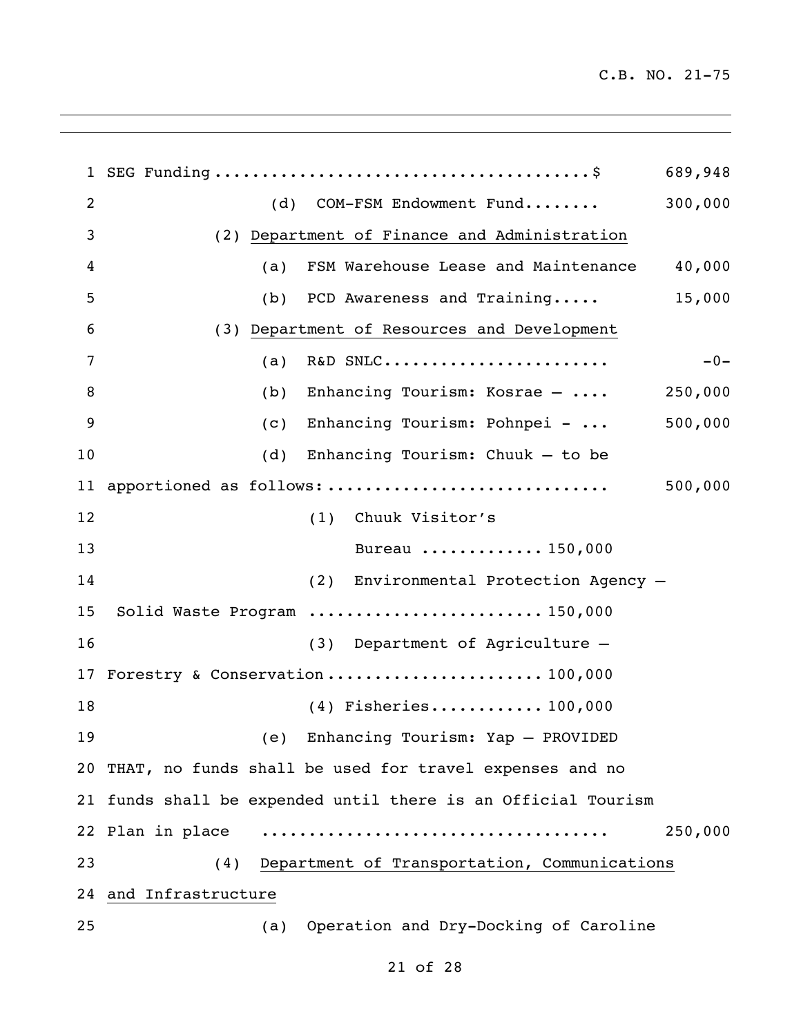SEG Funding........................................$ 689,948

(d) COM-FSM Endowment Fund........ 300,000

(2) Department of Finance and Administration

(a) FSM Warehouse Lease and Maintenance 40,000

(b) PCD Awareness and Training..... 15,000

(3) Department of Resources and Development

(a) R&D SNLC........................ -0-

(b) Enhancing Tourism: Kosrae – .... 250,000

(c) Enhancing Tourism: Pohnpei - ... 500,000

(d) Enhancing Tourism: Chuuk – to be apportioned as follows:............................ 500,000

(1) Chuuk Visitor's Bureau ............. 150,000

(2) Environmental Protection Agency – Solid Waste Program ........................ 150,000

(3) Department of Agriculture – Forestry & Conservation...................... 100,000

(4) Fisheries............ 100,000

(e) Enhancing Tourism: Yap – PROVIDED THAT, no funds shall be used for travel expenses and no funds shall be expended until there is an Official Tourism Plan in place .................................... 250,000

(4) Department of Transportation, Communications and Infrastructure

(a) Operation and Dry-Docking of Caroline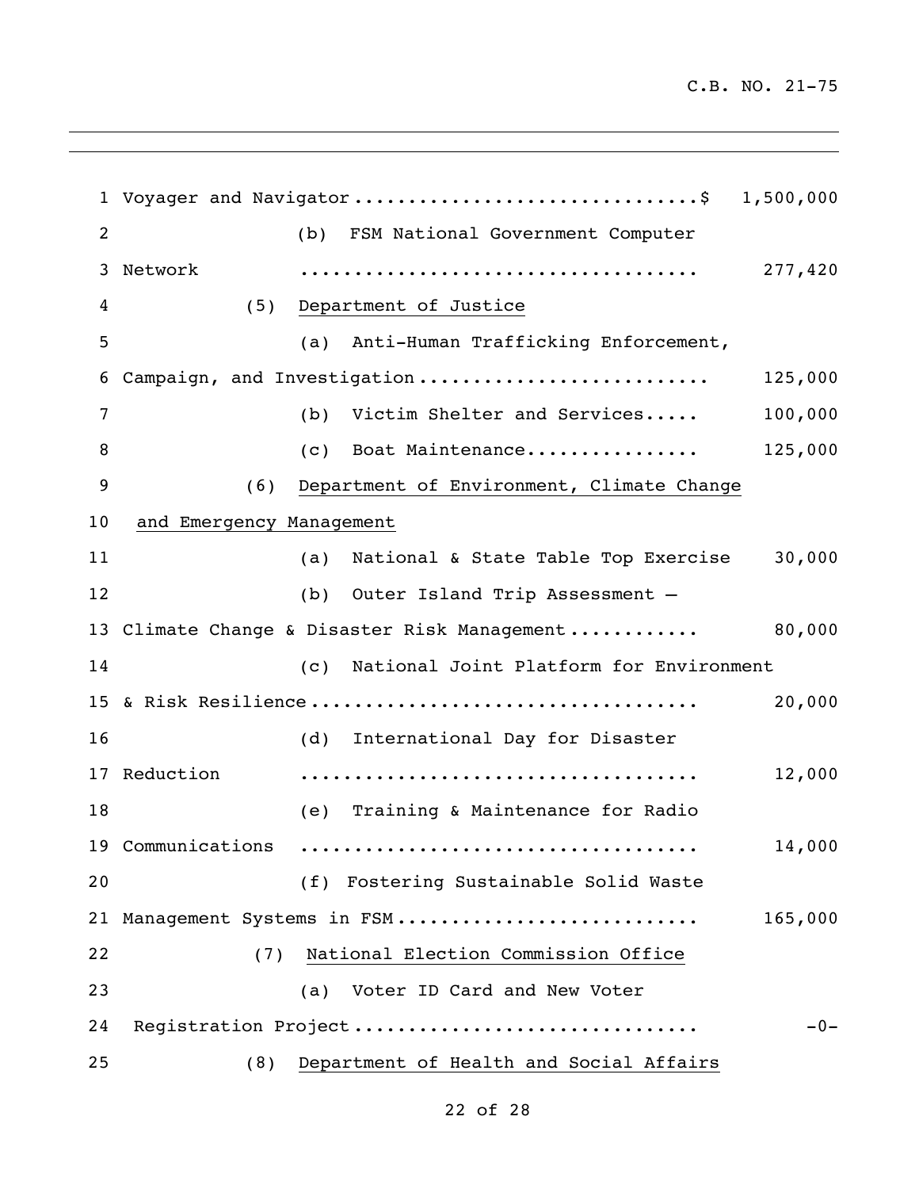Voyager and Navigator ................................$ 1,500,000

(b) FSM National Government Computer Network .................................... 277,420

(5) <u>Department of Justice</u>

(a) Anti-Human Trafficking Enforcement, Campaign, and Investigation .......................... 125,000

(b) Victim Shelter and Services..... 100,000

(c) Boat Maintenance................ 125,000

(6) <u>Department of Environment, Climate Change and Emergency Management</u>

(a) National & State Table Top Exercise 30,000

(b) Outer Island Trip Assessment – Climate Change & Disaster Risk Management ........... 80,000

(c) National Joint Platform for Environment & Risk Resilience .................................. 20,000

(d) International Day for Disaster Reduction .................................... 12,000

(e) Training & Maintenance for Radio Communications .................................... 14,000

(f) Fostering Sustainable Solid Waste Management Systems in FSM .......................... 165,000

(7) <u>National Election Commission Office</u>

(a) Voter ID Card and New Voter Registration Project .............................. -0-

(8) <u>Department of Health and Social Affairs</u>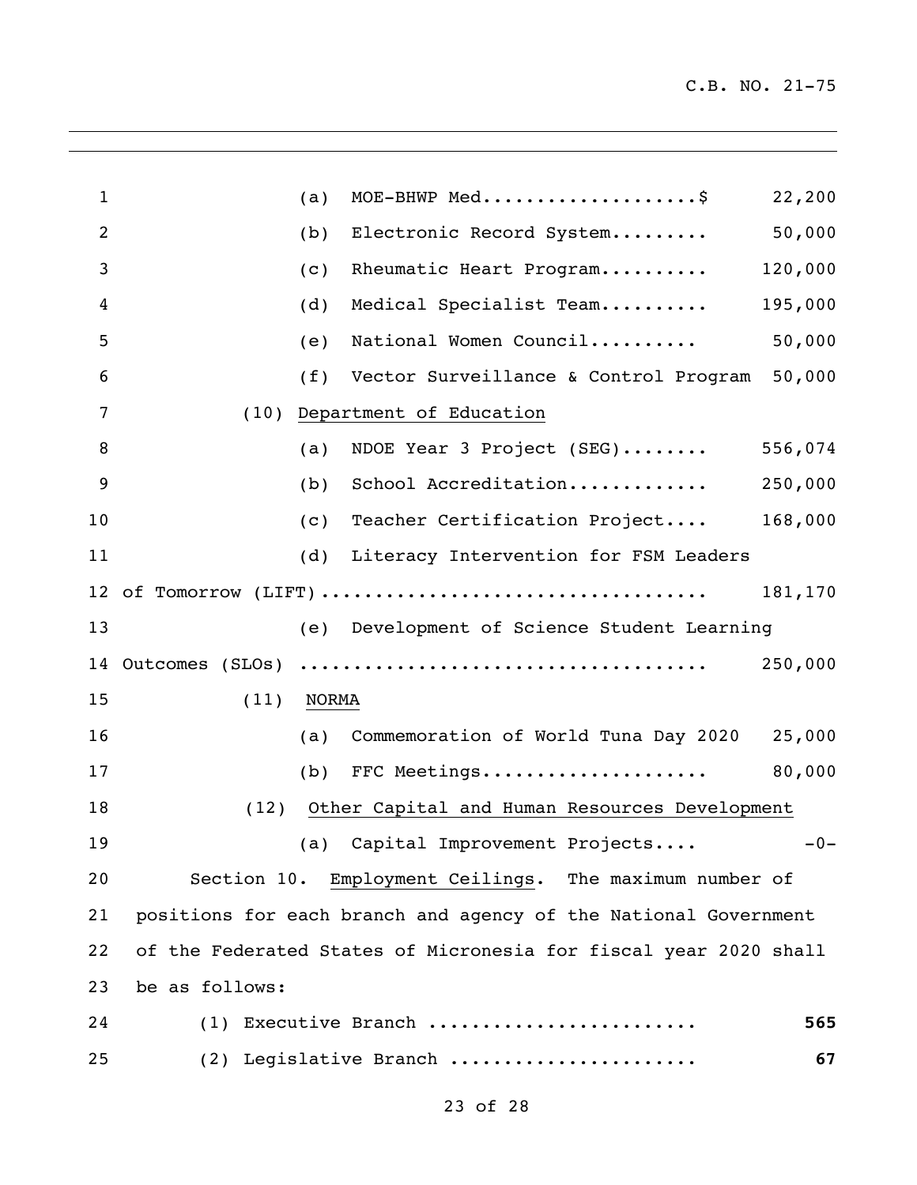(a) MOE-BHWP Med....................$ 22,200

(b) Electronic Record System......... 50,000

(c) Rheumatic Heart Program.......... 120,000

(d) Medical Specialist Team.......... 195,000

(e) National Women Council.......... 50,000

(f) Vector Surveillance & Control Program 50,000

(10) Department of Education

(a) NDOE Year 3 Project (SEG)........ 556,074

(b) School Accreditation............. 250,000

(c) Teacher Certification Project.... 168,000

(d) Literacy Intervention for FSM Leaders of Tomorrow (LIFT).................................. 181,170

(e) Development of Science Student Learning Outcomes (SLOs) .................................... 250,000

(11) NORMA

(a) Commemoration of World Tuna Day 2020 25,000

(b) FFC Meetings.................... 80,000

(12) Other Capital and Human Resources Development

(a) Capital Improvement Projects.... -0-

Section 10. Employment Ceilings. The maximum number of positions for each branch and agency of the National Government of the Federated States of Micronesia for fiscal year 2020 shall be as follows:

(1) Executive Branch ........................ **565**

(2) Legislative Branch ...................... **67**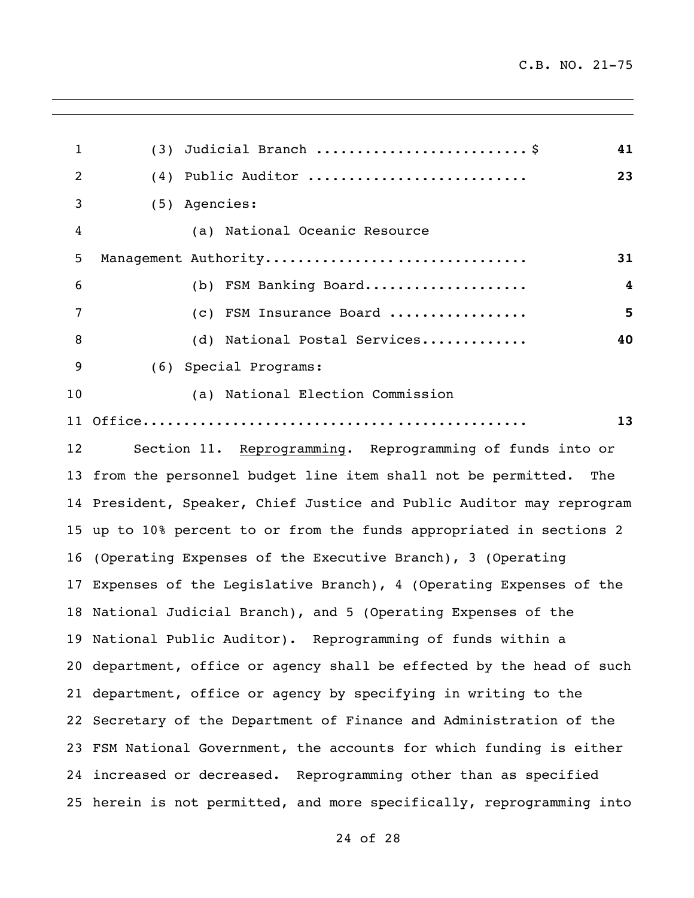(3) Judicial Branch ........................ $ **41**

(4) Public Auditor .......................... **23**

(5) Agencies:

(a) National Oceanic Resource Management Authority............................... **31**

(b) FSM Banking Board................... **4**

(c) FSM Insurance Board ................ **5**

(d) National Postal Services............ **40**

(6) Special Programs:

(a) National Election Commission Office............................................. **13**

Section 11. Reprogramming. Reprogramming of funds into or from the personnel budget line item shall not be permitted. The President, Speaker, Chief Justice and Public Auditor may reprogram up to 10% percent to or from the funds appropriated in sections 2 (Operating Expenses of the Executive Branch), 3 (Operating Expenses of the Legislative Branch), 4 (Operating Expenses of the National Judicial Branch), and 5 (Operating Expenses of the National Public Auditor). Reprogramming of funds within a department, office or agency shall be effected by the head of such department, office or agency by specifying in writing to the Secretary of the Department of Finance and Administration of the FSM National Government, the accounts for which funding is either increased or decreased. Reprogramming other than as specified herein is not permitted, and more specifically, reprogramming into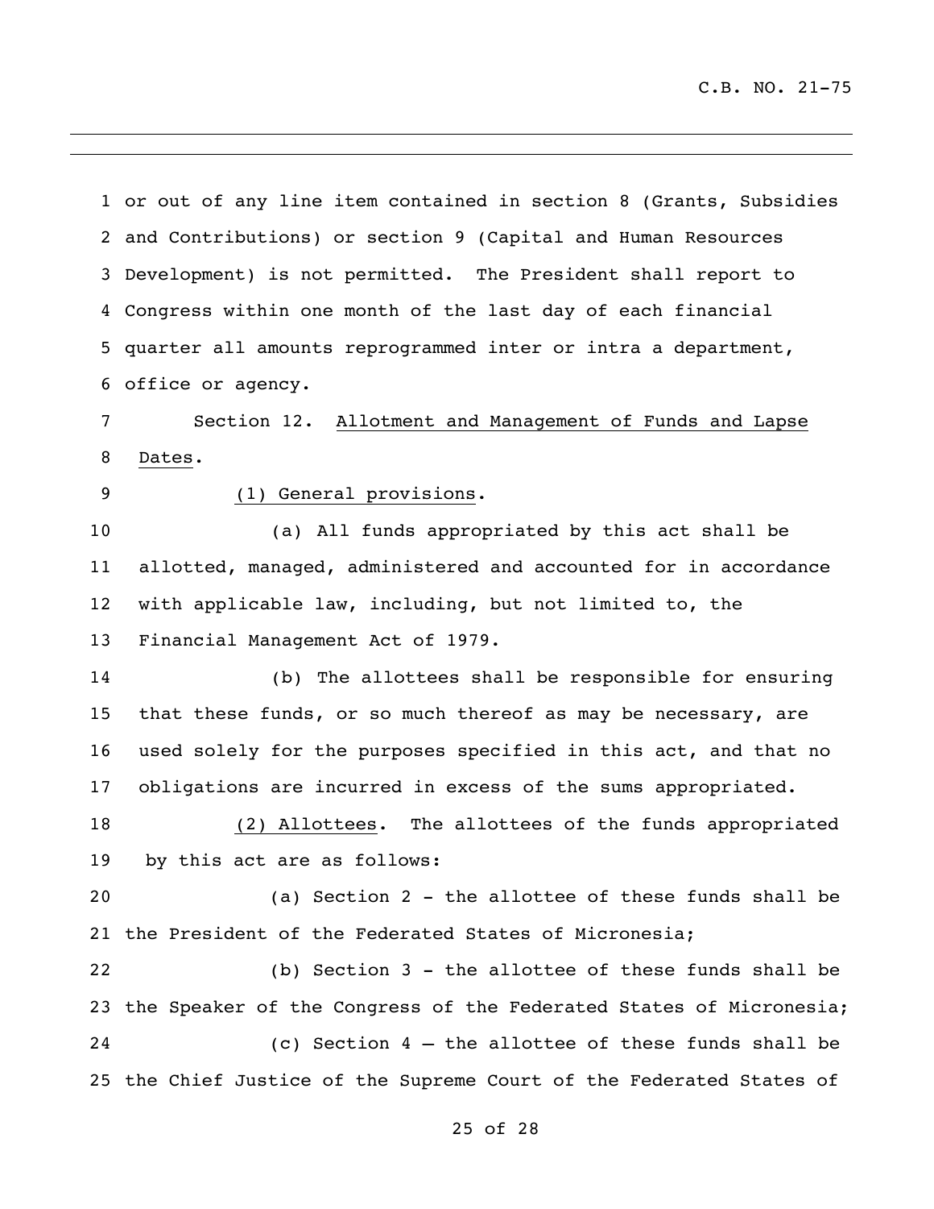or out of any line item contained in section 8 (Grants, Subsidies and Contributions) or section 9 (Capital and Human Resources Development) is not permitted. The President shall report to Congress within one month of the last day of each financial quarter all amounts reprogrammed inter or intra a department, office or agency.

Section 12. Allotment and Management of Funds and Lapse Dates.

(1) General provisions.

(a) All funds appropriated by this act shall be allotted, managed, administered and accounted for in accordance with applicable law, including, but not limited to, the Financial Management Act of 1979.

(b) The allottees shall be responsible for ensuring that these funds, or so much thereof as may be necessary, are used solely for the purposes specified in this act, and that no obligations are incurred in excess of the sums appropriated.

(2) Allottees. The allottees of the funds appropriated by this act are as follows:

(a) Section 2 - the allottee of these funds shall be the President of the Federated States of Micronesia;

(b) Section 3 - the allottee of these funds shall be the Speaker of the Congress of the Federated States of Micronesia;

(c) Section 4 – the allottee of these funds shall be the Chief Justice of the Supreme Court of the Federated States of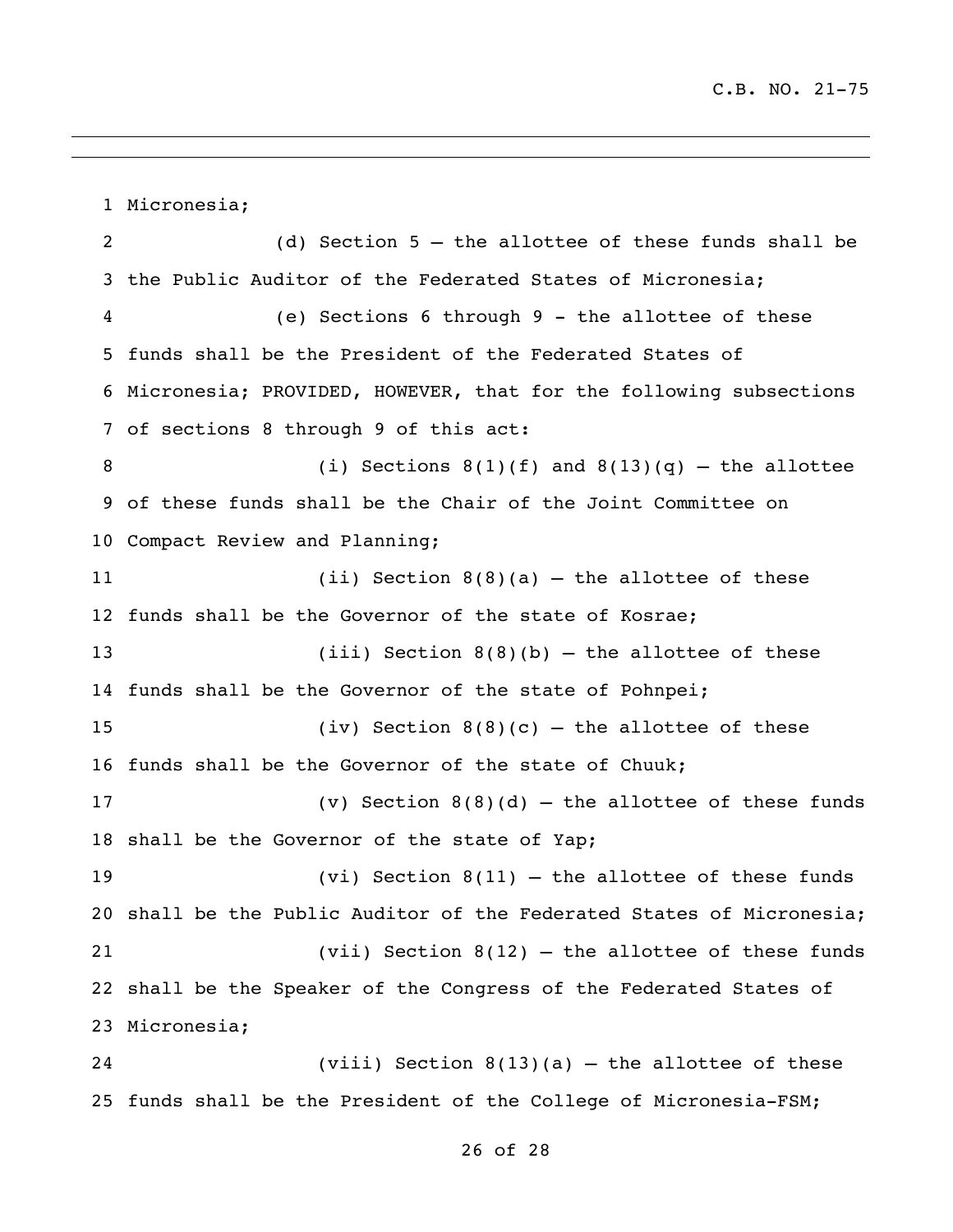Micronesia;

(d) Section 5 – the allottee of these funds shall be the Public Auditor of the Federated States of Micronesia;

(e) Sections 6 through 9 - the allottee of these funds shall be the President of the Federated States of Micronesia; PROVIDED, HOWEVER, that for the following subsections of sections 8 through 9 of this act:

(i) Sections 8(1)(f) and 8(13)(q) – the allottee of these funds shall be the Chair of the Joint Committee on Compact Review and Planning;

(ii) Section 8(8)(a) – the allottee of these funds shall be the Governor of the state of Kosrae;

(iii) Section 8(8)(b) – the allottee of these funds shall be the Governor of the state of Pohnpei;

(iv) Section 8(8)(c) – the allottee of these funds shall be the Governor of the state of Chuuk;

(v) Section 8(8)(d) – the allottee of these funds shall be the Governor of the state of Yap;

(vi) Section 8(11) – the allottee of these funds shall be the Public Auditor of the Federated States of Micronesia;

(vii) Section 8(12) – the allottee of these funds shall be the Speaker of the Congress of the Federated States of Micronesia;

(viii) Section 8(13)(a) – the allottee of these funds shall be the President of the College of Micronesia-FSM;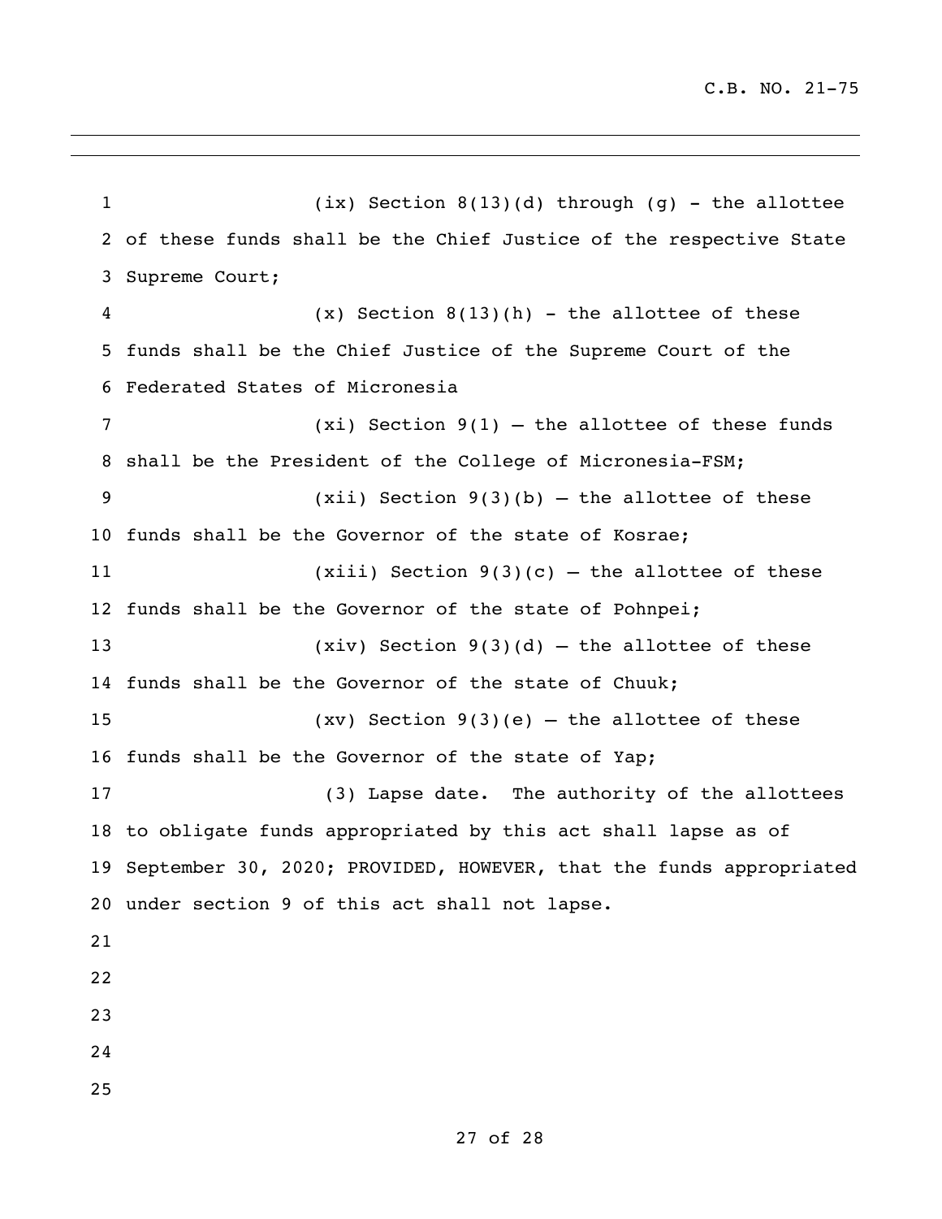(ix) Section 8(13)(d) through (g) - the allottee of these funds shall be the Chief Justice of the respective State Supreme Court;

(x) Section 8(13)(h) - the allottee of these funds shall be the Chief Justice of the Supreme Court of the Federated States of Micronesia

(xi) Section 9(1) – the allottee of these funds shall be the President of the College of Micronesia-FSM;

(xii) Section 9(3)(b) – the allottee of these funds shall be the Governor of the state of Kosrae;

(xiii) Section 9(3)(c) – the allottee of these funds shall be the Governor of the state of Pohnpei;

(xiv) Section 9(3)(d) – the allottee of these funds shall be the Governor of the state of Chuuk;

(xv) Section 9(3)(e) – the allottee of these funds shall be the Governor of the state of Yap;

(3) Lapse date. The authority of the allottees to obligate funds appropriated by this act shall lapse as of September 30, 2020; PROVIDED, HOWEVER, that the funds appropriated under section 9 of this act shall not lapse.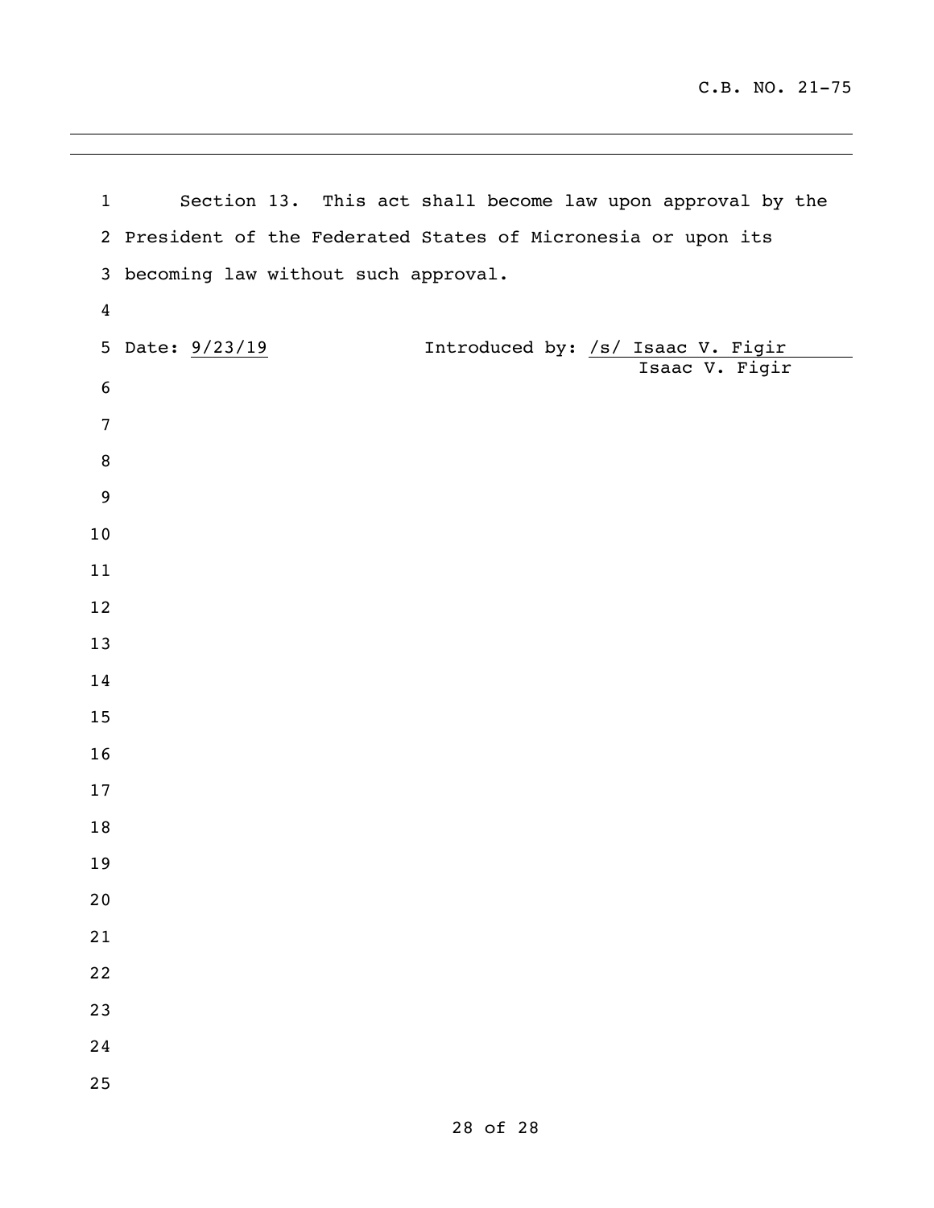Section 13. This act shall become law upon approval by the President of the Federated States of Micronesia or upon its becoming law without such approval.

Date: 9/23/19

Introduced by: /s/ Isaac V. Figir
Isaac V. Figir